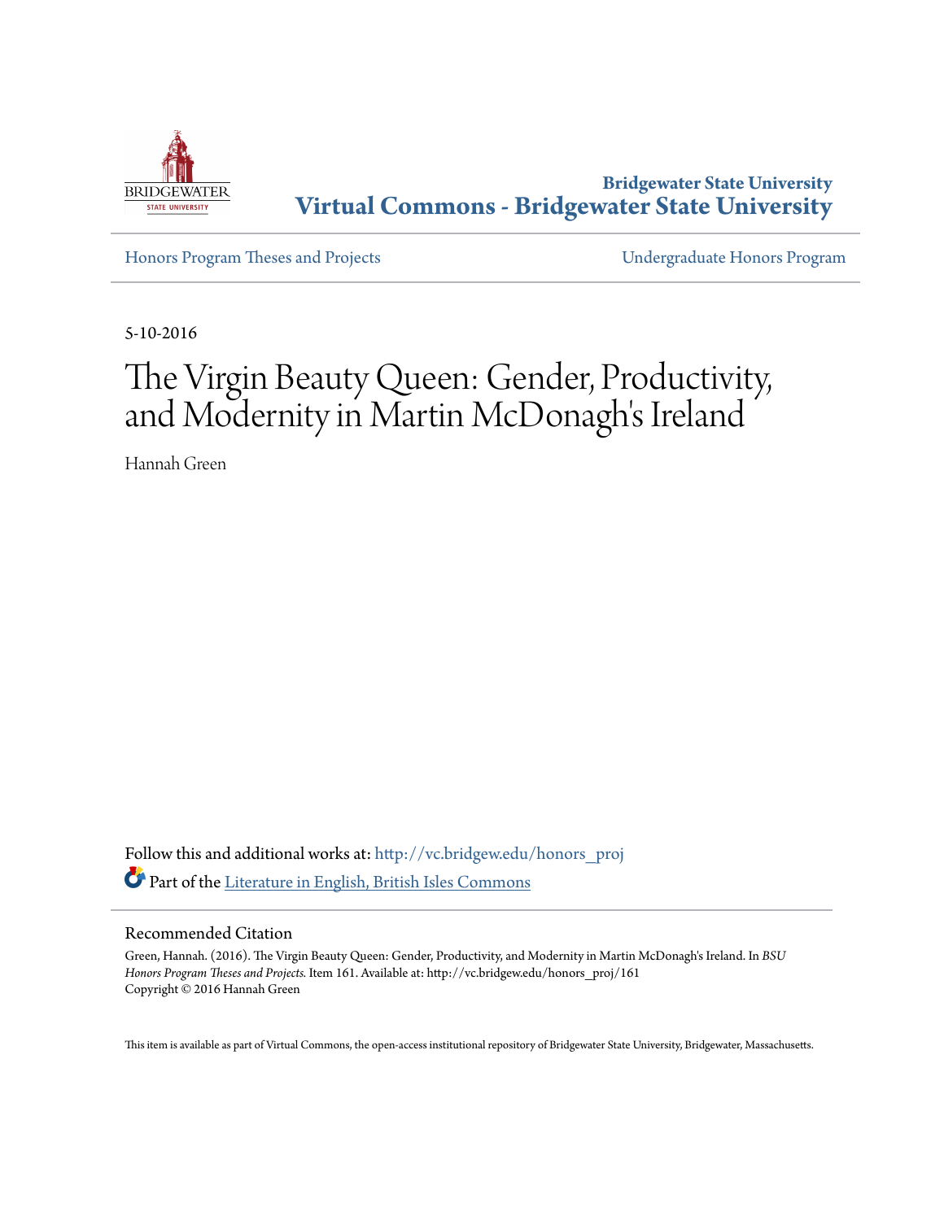**Bridgewater State University**
**Virtual Commons - Bridgewater State University**

Honors Program Theses and Projects | Undergraduate Honors Program

5-10-2016

# The Virgin Beauty Queen: Gender, Productivity, and Modernity in Martin McDonagh's Ireland

Hannah Green

Follow this and additional works at: http://vc.bridgew.edu/honors_proj

Part of the Literature in English, British Isles Commons

## Recommended Citation

Green, Hannah. (2016). The Virgin Beauty Queen: Gender, Productivity, and Modernity in Martin McDonagh's Ireland. In *BSU Honors Program Theses and Projects.* Item 161. Available at: http://vc.bridgew.edu/honors_proj/161
Copyright © 2016 Hannah Green

This item is available as part of Virtual Commons, the open-access institutional repository of Bridgewater State University, Bridgewater, Massachusetts.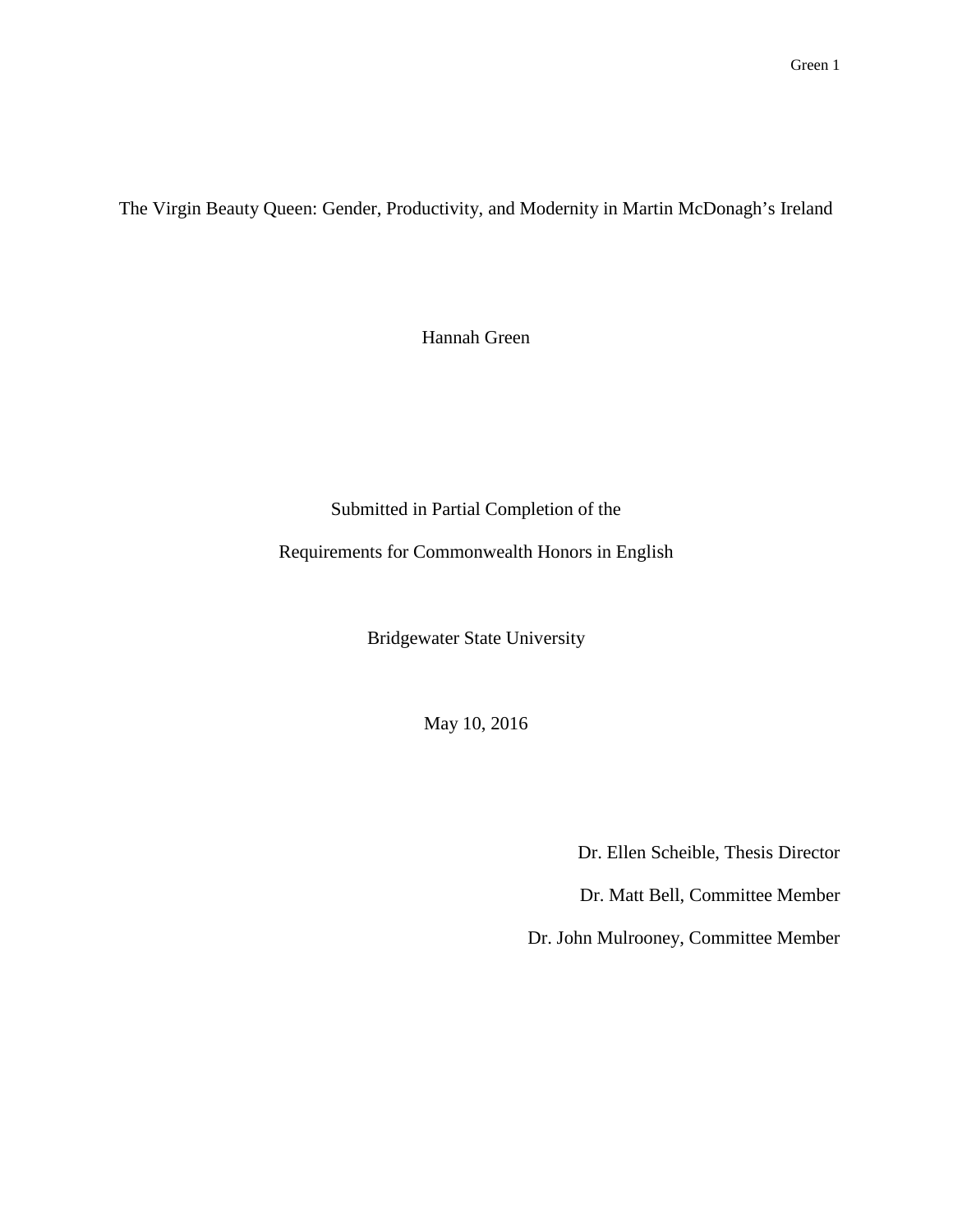# The Virgin Beauty Queen: Gender, Productivity, and Modernity in Martin McDonagh's Ireland

Hannah Green

Submitted in Partial Completion of the

Requirements for Commonwealth Honors in English

Bridgewater State University

May 10, 2016

Dr. Ellen Scheible, Thesis Director

Dr. Matt Bell, Committee Member

Dr. John Mulrooney, Committee Member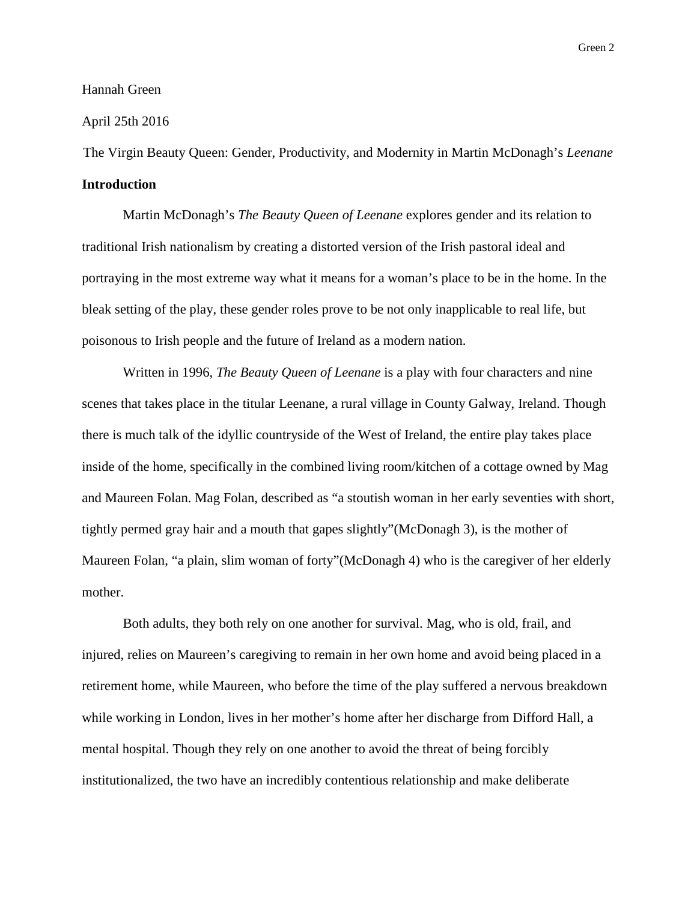Hannah Green

April 25th 2016

The Virgin Beauty Queen: Gender, Productivity, and Modernity in Martin McDonagh's *Leenane*

**Introduction**

Martin McDonagh's *The Beauty Queen of Leenane* explores gender and its relation to traditional Irish nationalism by creating a distorted version of the Irish pastoral ideal and portraying in the most extreme way what it means for a woman's place to be in the home. In the bleak setting of the play, these gender roles prove to be not only inapplicable to real life, but poisonous to Irish people and the future of Ireland as a modern nation.

Written in 1996, *The Beauty Queen of Leenane* is a play with four characters and nine scenes that takes place in the titular Leenane, a rural village in County Galway, Ireland. Though there is much talk of the idyllic countryside of the West of Ireland, the entire play takes place inside of the home, specifically in the combined living room/kitchen of a cottage owned by Mag and Maureen Folan. Mag Folan, described as "a stoutish woman in her early seventies with short, tightly permed gray hair and a mouth that gapes slightly"(McDonagh 3), is the mother of Maureen Folan, "a plain, slim woman of forty"(McDonagh 4) who is the caregiver of her elderly mother.

Both adults, they both rely on one another for survival. Mag, who is old, frail, and injured, relies on Maureen's caregiving to remain in her own home and avoid being placed in a retirement home, while Maureen, who before the time of the play suffered a nervous breakdown while working in London, lives in her mother's home after her discharge from Difford Hall, a mental hospital. Though they rely on one another to avoid the threat of being forcibly institutionalized, the two have an incredibly contentious relationship and make deliberate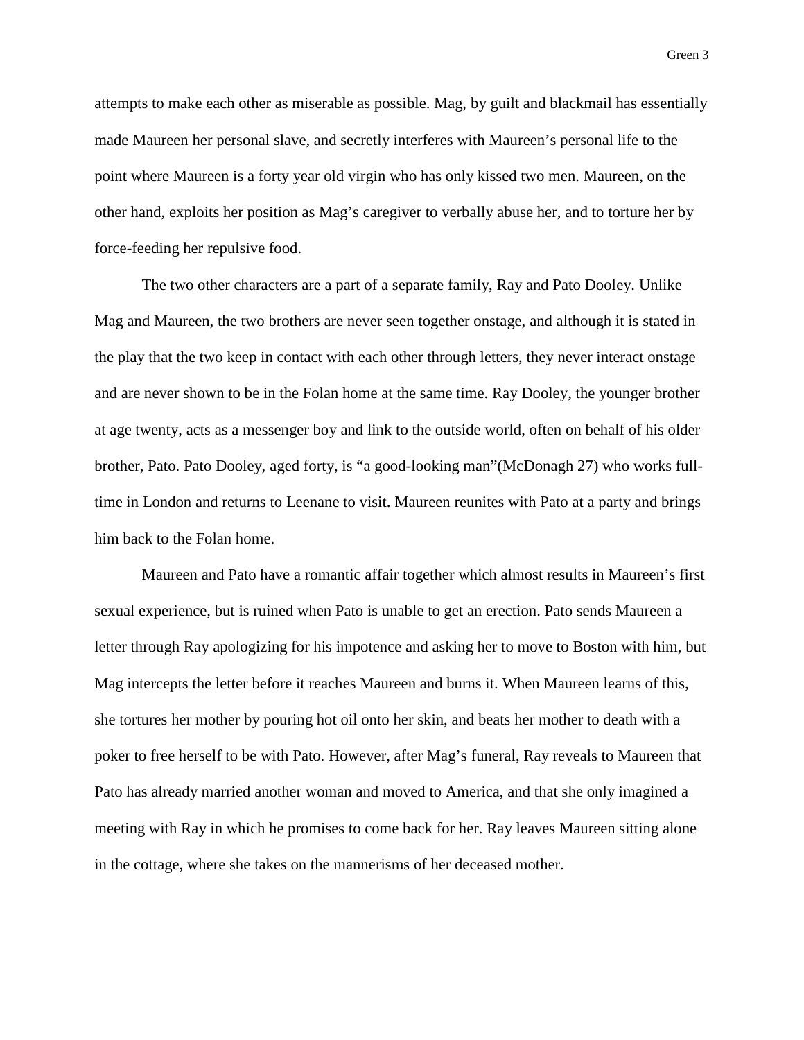attempts to make each other as miserable as possible. Mag, by guilt and blackmail has essentially made Maureen her personal slave, and secretly interferes with Maureen's personal life to the point where Maureen is a forty year old virgin who has only kissed two men. Maureen, on the other hand, exploits her position as Mag's caregiver to verbally abuse her, and to torture her by force-feeding her repulsive food.

The two other characters are a part of a separate family, Ray and Pato Dooley. Unlike Mag and Maureen, the two brothers are never seen together onstage, and although it is stated in the play that the two keep in contact with each other through letters, they never interact onstage and are never shown to be in the Folan home at the same time. Ray Dooley, the younger brother at age twenty, acts as a messenger boy and link to the outside world, often on behalf of his older brother, Pato. Pato Dooley, aged forty, is "a good-looking man"(McDonagh 27) who works full-time in London and returns to Leenane to visit. Maureen reunites with Pato at a party and brings him back to the Folan home.

Maureen and Pato have a romantic affair together which almost results in Maureen's first sexual experience, but is ruined when Pato is unable to get an erection. Pato sends Maureen a letter through Ray apologizing for his impotence and asking her to move to Boston with him, but Mag intercepts the letter before it reaches Maureen and burns it. When Maureen learns of this, she tortures her mother by pouring hot oil onto her skin, and beats her mother to death with a poker to free herself to be with Pato. However, after Mag's funeral, Ray reveals to Maureen that Pato has already married another woman and moved to America, and that she only imagined a meeting with Ray in which he promises to come back for her. Ray leaves Maureen sitting alone in the cottage, where she takes on the mannerisms of her deceased mother.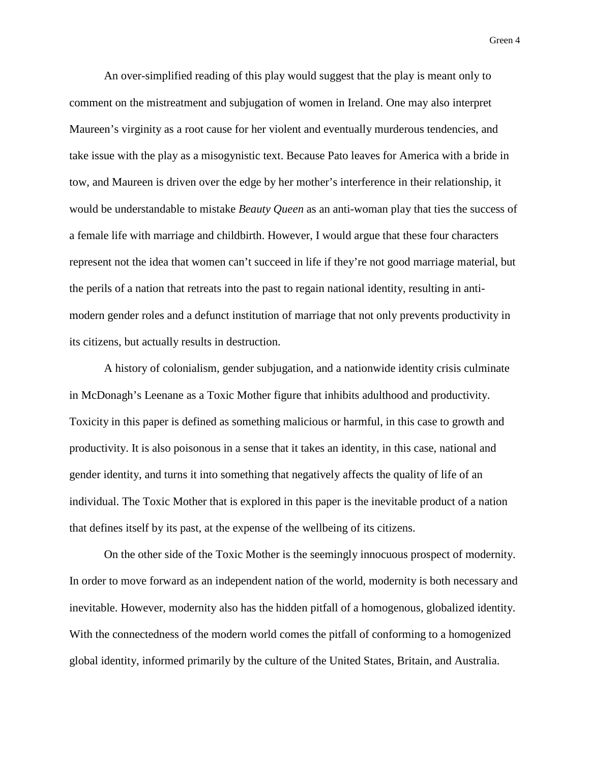An over-simplified reading of this play would suggest that the play is meant only to comment on the mistreatment and subjugation of women in Ireland. One may also interpret Maureen's virginity as a root cause for her violent and eventually murderous tendencies, and take issue with the play as a misogynistic text. Because Pato leaves for America with a bride in tow, and Maureen is driven over the edge by her mother's interference in their relationship, it would be understandable to mistake *Beauty Queen* as an anti-woman play that ties the success of a female life with marriage and childbirth. However, I would argue that these four characters represent not the idea that women can't succeed in life if they're not good marriage material, but the perils of a nation that retreats into the past to regain national identity, resulting in anti-modern gender roles and a defunct institution of marriage that not only prevents productivity in its citizens, but actually results in destruction.

A history of colonialism, gender subjugation, and a nationwide identity crisis culminate in McDonagh's Leenane as a Toxic Mother figure that inhibits adulthood and productivity. Toxicity in this paper is defined as something malicious or harmful, in this case to growth and productivity. It is also poisonous in a sense that it takes an identity, in this case, national and gender identity, and turns it into something that negatively affects the quality of life of an individual. The Toxic Mother that is explored in this paper is the inevitable product of a nation that defines itself by its past, at the expense of the wellbeing of its citizens.

On the other side of the Toxic Mother is the seemingly innocuous prospect of modernity. In order to move forward as an independent nation of the world, modernity is both necessary and inevitable. However, modernity also has the hidden pitfall of a homogenous, globalized identity. With the connectedness of the modern world comes the pitfall of conforming to a homogenized global identity, informed primarily by the culture of the United States, Britain, and Australia.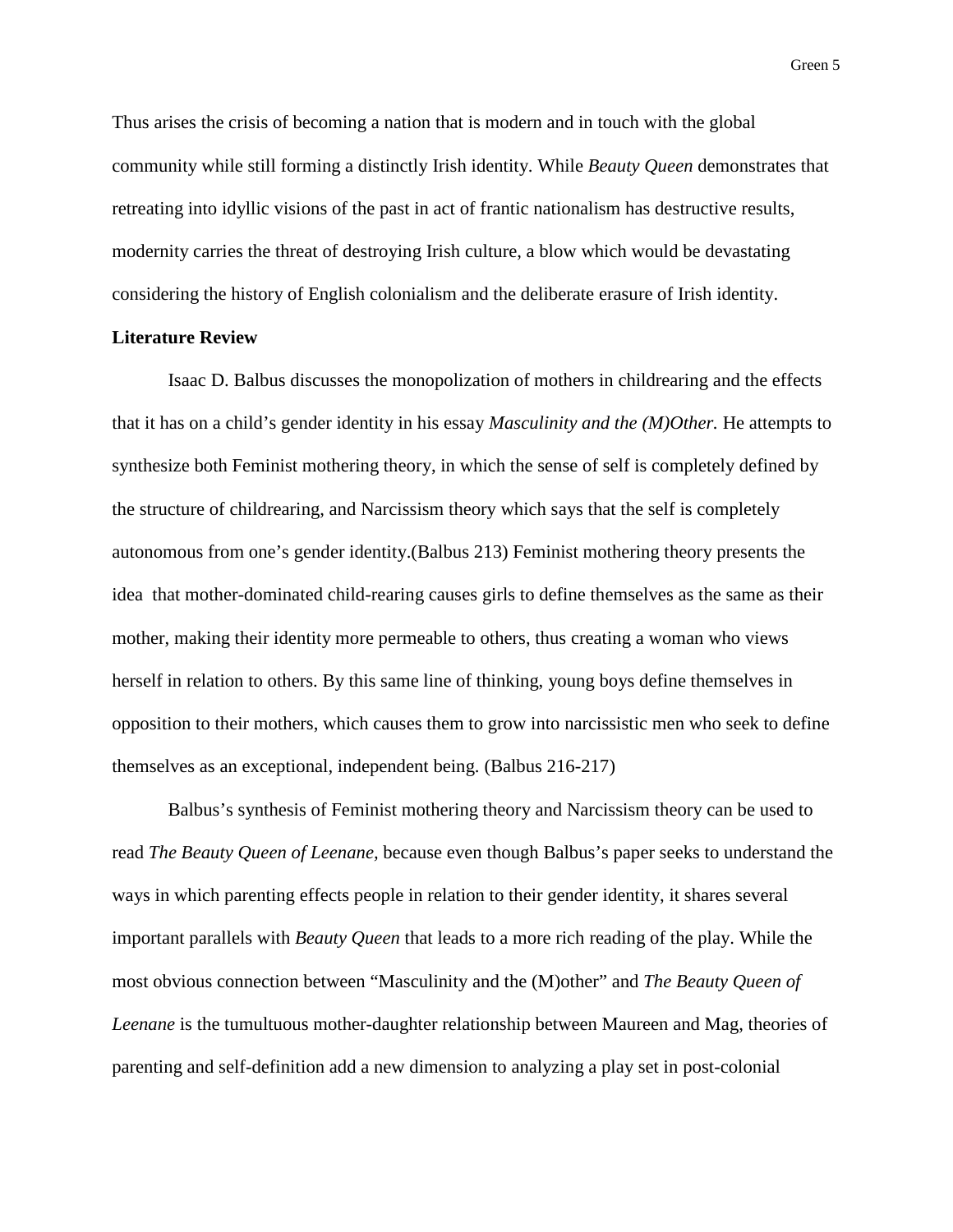Thus arises the crisis of becoming a nation that is modern and in touch with the global community while still forming a distinctly Irish identity. While *Beauty Queen* demonstrates that retreating into idyllic visions of the past in act of frantic nationalism has destructive results, modernity carries the threat of destroying Irish culture, a blow which would be devastating considering the history of English colonialism and the deliberate erasure of Irish identity.

**Literature Review**

Isaac D. Balbus discusses the monopolization of mothers in childrearing and the effects that it has on a child's gender identity in his essay *Masculinity and the (M)Other.* He attempts to synthesize both Feminist mothering theory, in which the sense of self is completely defined by the structure of childrearing, and Narcissism theory which says that the self is completely autonomous from one's gender identity.(Balbus 213) Feminist mothering theory presents the idea that mother-dominated child-rearing causes girls to define themselves as the same as their mother, making their identity more permeable to others, thus creating a woman who views herself in relation to others. By this same line of thinking, young boys define themselves in opposition to their mothers, which causes them to grow into narcissistic men who seek to define themselves as an exceptional, independent being. (Balbus 216-217)

Balbus's synthesis of Feminist mothering theory and Narcissism theory can be used to read *The Beauty Queen of Leenane*, because even though Balbus's paper seeks to understand the ways in which parenting effects people in relation to their gender identity, it shares several important parallels with *Beauty Queen* that leads to a more rich reading of the play. While the most obvious connection between "Masculinity and the (M)other" and *The Beauty Queen of Leenane* is the tumultuous mother-daughter relationship between Maureen and Mag, theories of parenting and self-definition add a new dimension to analyzing a play set in post-colonial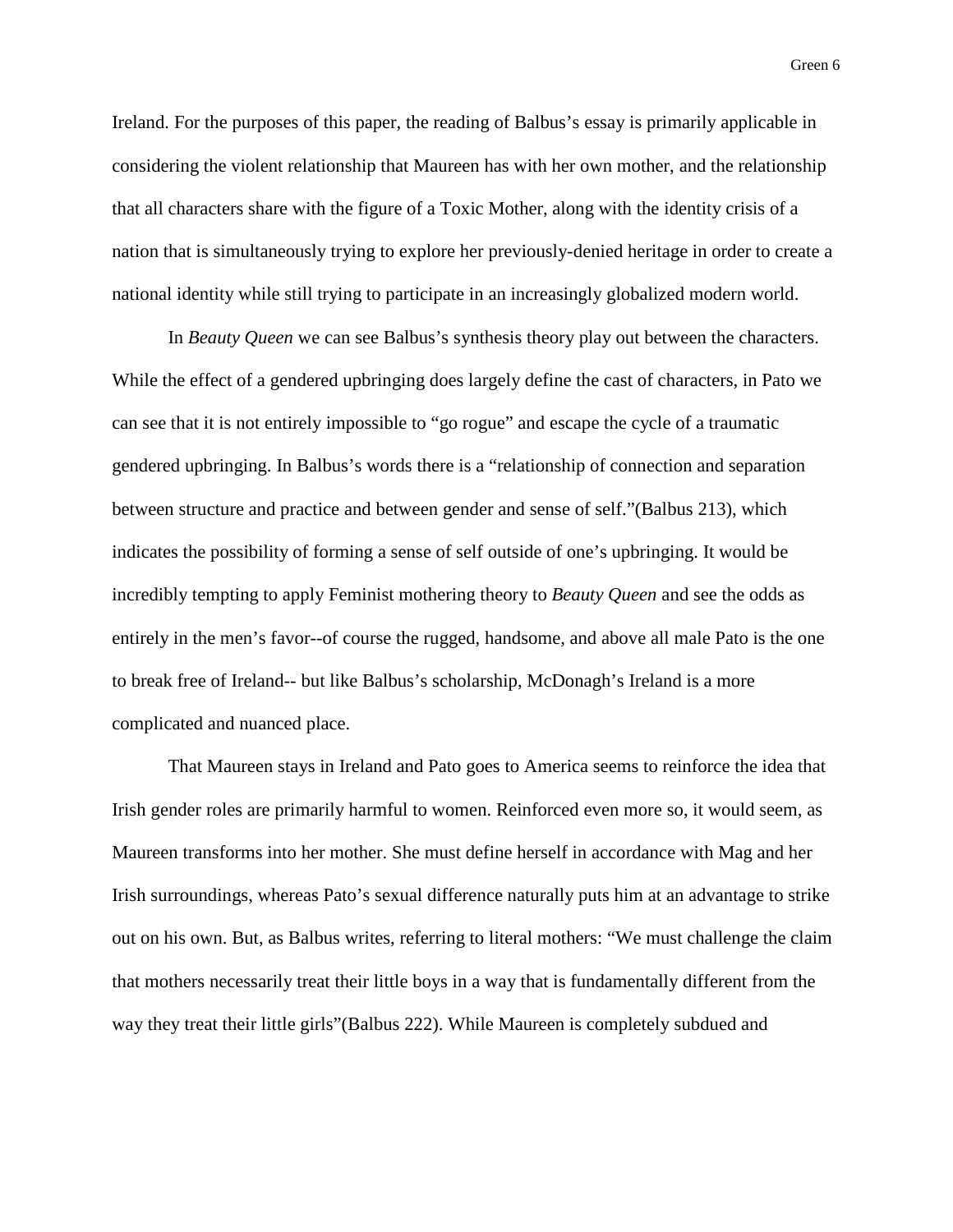Ireland. For the purposes of this paper, the reading of Balbus's essay is primarily applicable in considering the violent relationship that Maureen has with her own mother, and the relationship that all characters share with the figure of a Toxic Mother, along with the identity crisis of a nation that is simultaneously trying to explore her previously-denied heritage in order to create a national identity while still trying to participate in an increasingly globalized modern world.

In *Beauty Queen* we can see Balbus's synthesis theory play out between the characters. While the effect of a gendered upbringing does largely define the cast of characters, in Pato we can see that it is not entirely impossible to "go rogue" and escape the cycle of a traumatic gendered upbringing. In Balbus's words there is a "relationship of connection and separation between structure and practice and between gender and sense of self."(Balbus 213), which indicates the possibility of forming a sense of self outside of one's upbringing. It would be incredibly tempting to apply Feminist mothering theory to *Beauty Queen* and see the odds as entirely in the men's favor--of course the rugged, handsome, and above all male Pato is the one to break free of Ireland-- but like Balbus's scholarship, McDonagh's Ireland is a more complicated and nuanced place.

That Maureen stays in Ireland and Pato goes to America seems to reinforce the idea that Irish gender roles are primarily harmful to women. Reinforced even more so, it would seem, as Maureen transforms into her mother. She must define herself in accordance with Mag and her Irish surroundings, whereas Pato's sexual difference naturally puts him at an advantage to strike out on his own. But, as Balbus writes, referring to literal mothers: "We must challenge the claim that mothers necessarily treat their little boys in a way that is fundamentally different from the way they treat their little girls"(Balbus 222). While Maureen is completely subdued and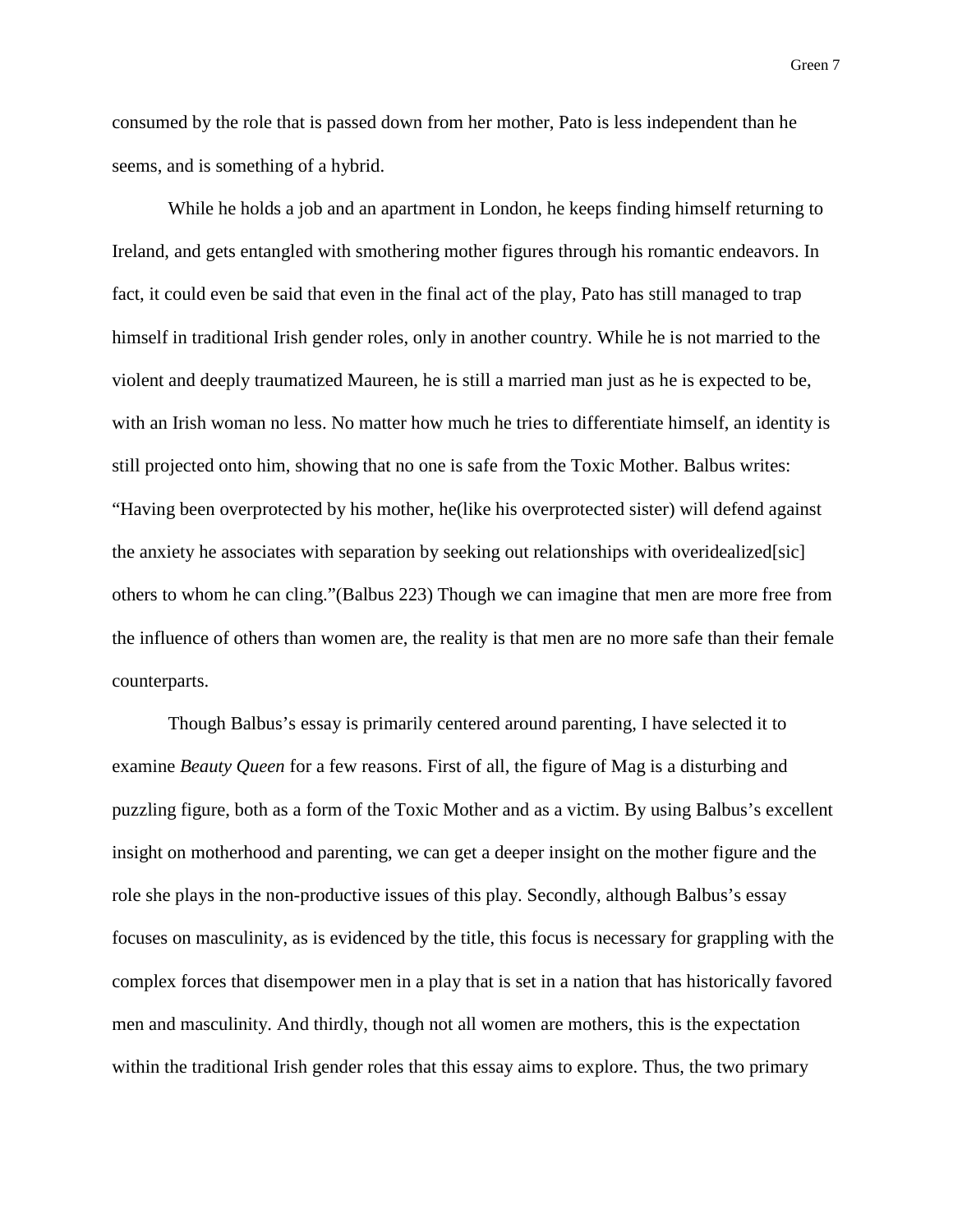consumed by the role that is passed down from her mother, Pato is less independent than he seems, and is something of a hybrid.

While he holds a job and an apartment in London, he keeps finding himself returning to Ireland, and gets entangled with smothering mother figures through his romantic endeavors. In fact, it could even be said that even in the final act of the play, Pato has still managed to trap himself in traditional Irish gender roles, only in another country. While he is not married to the violent and deeply traumatized Maureen, he is still a married man just as he is expected to be, with an Irish woman no less. No matter how much he tries to differentiate himself, an identity is still projected onto him, showing that no one is safe from the Toxic Mother. Balbus writes: "Having been overprotected by his mother, he(like his overprotected sister) will defend against the anxiety he associates with separation by seeking out relationships with overidealized[sic] others to whom he can cling."(Balbus 223) Though we can imagine that men are more free from the influence of others than women are, the reality is that men are no more safe than their female counterparts.

Though Balbus's essay is primarily centered around parenting, I have selected it to examine *Beauty Queen* for a few reasons. First of all, the figure of Mag is a disturbing and puzzling figure, both as a form of the Toxic Mother and as a victim. By using Balbus's excellent insight on motherhood and parenting, we can get a deeper insight on the mother figure and the role she plays in the non-productive issues of this play. Secondly, although Balbus's essay focuses on masculinity, as is evidenced by the title, this focus is necessary for grappling with the complex forces that disempower men in a play that is set in a nation that has historically favored men and masculinity. And thirdly, though not all women are mothers, this is the expectation within the traditional Irish gender roles that this essay aims to explore. Thus, the two primary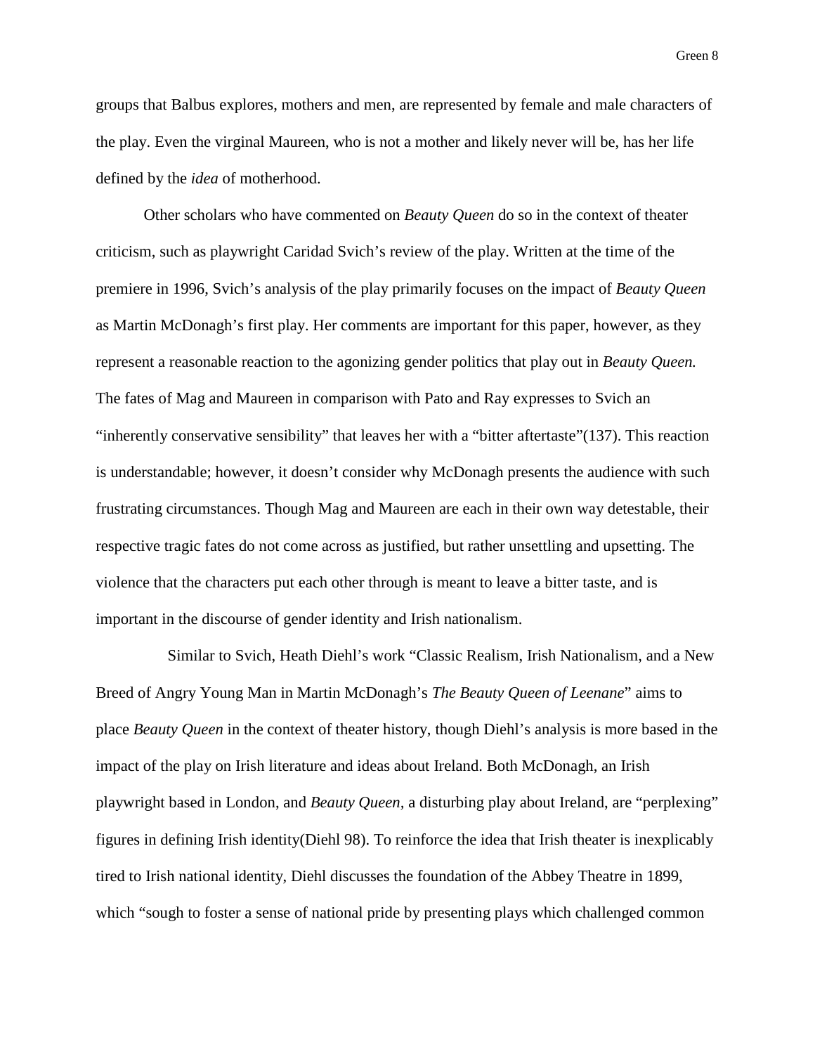groups that Balbus explores, mothers and men, are represented by female and male characters of the play. Even the virginal Maureen, who is not a mother and likely never will be, has her life defined by the *idea* of motherhood.

Other scholars who have commented on *Beauty Queen* do so in the context of theater criticism, such as playwright Caridad Svich's review of the play. Written at the time of the premiere in 1996, Svich's analysis of the play primarily focuses on the impact of *Beauty Queen* as Martin McDonagh's first play. Her comments are important for this paper, however, as they represent a reasonable reaction to the agonizing gender politics that play out in *Beauty Queen.* The fates of Mag and Maureen in comparison with Pato and Ray expresses to Svich an "inherently conservative sensibility" that leaves her with a "bitter aftertaste"(137). This reaction is understandable; however, it doesn't consider why McDonagh presents the audience with such frustrating circumstances. Though Mag and Maureen are each in their own way detestable, their respective tragic fates do not come across as justified, but rather unsettling and upsetting. The violence that the characters put each other through is meant to leave a bitter taste, and is important in the discourse of gender identity and Irish nationalism.

Similar to Svich, Heath Diehl's work "Classic Realism, Irish Nationalism, and a New Breed of Angry Young Man in Martin McDonagh's *The Beauty Queen of Leenane*" aims to place *Beauty Queen* in the context of theater history, though Diehl's analysis is more based in the impact of the play on Irish literature and ideas about Ireland. Both McDonagh, an Irish playwright based in London, and *Beauty Queen*, a disturbing play about Ireland, are "perplexing" figures in defining Irish identity(Diehl 98). To reinforce the idea that Irish theater is inexplicably tired to Irish national identity, Diehl discusses the foundation of the Abbey Theatre in 1899, which "sough to foster a sense of national pride by presenting plays which challenged common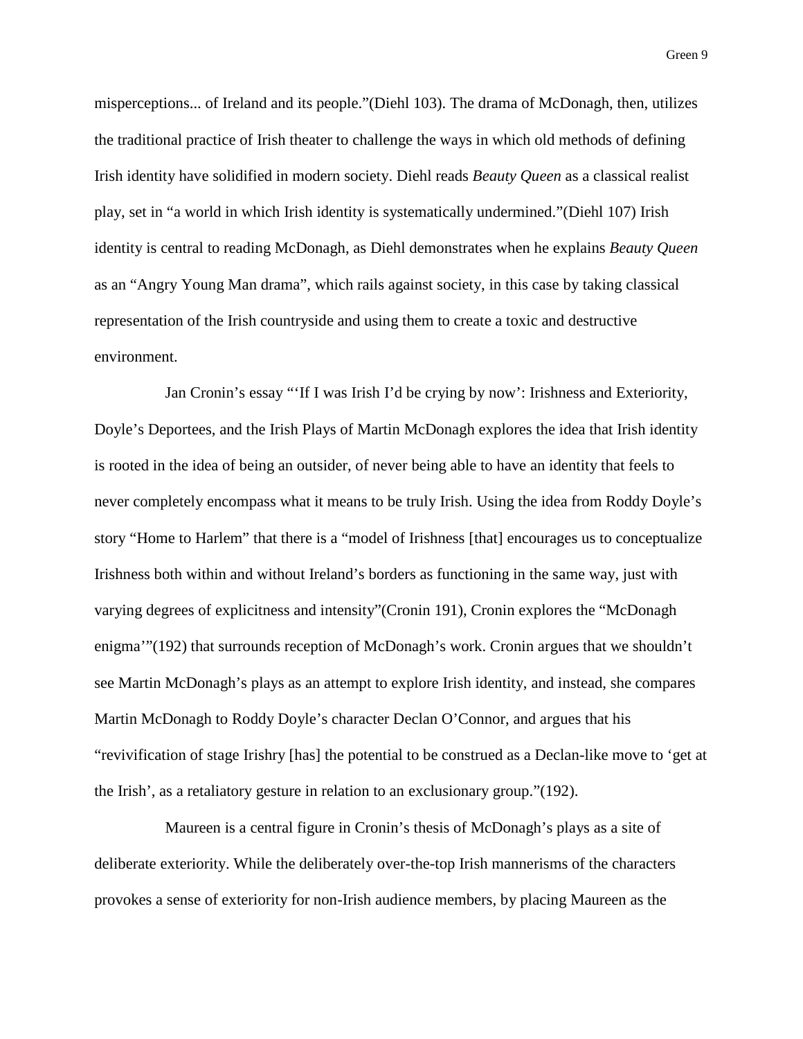misperceptions... of Ireland and its people."(Diehl 103). The drama of McDonagh, then, utilizes the traditional practice of Irish theater to challenge the ways in which old methods of defining Irish identity have solidified in modern society. Diehl reads *Beauty Queen* as a classical realist play, set in "a world in which Irish identity is systematically undermined."(Diehl 107) Irish identity is central to reading McDonagh, as Diehl demonstrates when he explains *Beauty Queen* as an "Angry Young Man drama", which rails against society, in this case by taking classical representation of the Irish countryside and using them to create a toxic and destructive environment.

Jan Cronin's essay "'If I was Irish I'd be crying by now': Irishness and Exteriority, Doyle's Deportees, and the Irish Plays of Martin McDonagh explores the idea that Irish identity is rooted in the idea of being an outsider, of never being able to have an identity that feels to never completely encompass what it means to be truly Irish. Using the idea from Roddy Doyle's story "Home to Harlem" that there is a "model of Irishness [that] encourages us to conceptualize Irishness both within and without Ireland's borders as functioning in the same way, just with varying degrees of explicitness and intensity"(Cronin 191), Cronin explores the "McDonagh enigma'"(192) that surrounds reception of McDonagh's work. Cronin argues that we shouldn't see Martin McDonagh's plays as an attempt to explore Irish identity, and instead, she compares Martin McDonagh to Roddy Doyle's character Declan O'Connor, and argues that his "revivification of stage Irishry [has] the potential to be construed as a Declan-like move to 'get at the Irish', as a retaliatory gesture in relation to an exclusionary group."(192).

Maureen is a central figure in Cronin's thesis of McDonagh's plays as a site of deliberate exteriority. While the deliberately over-the-top Irish mannerisms of the characters provokes a sense of exteriority for non-Irish audience members, by placing Maureen as the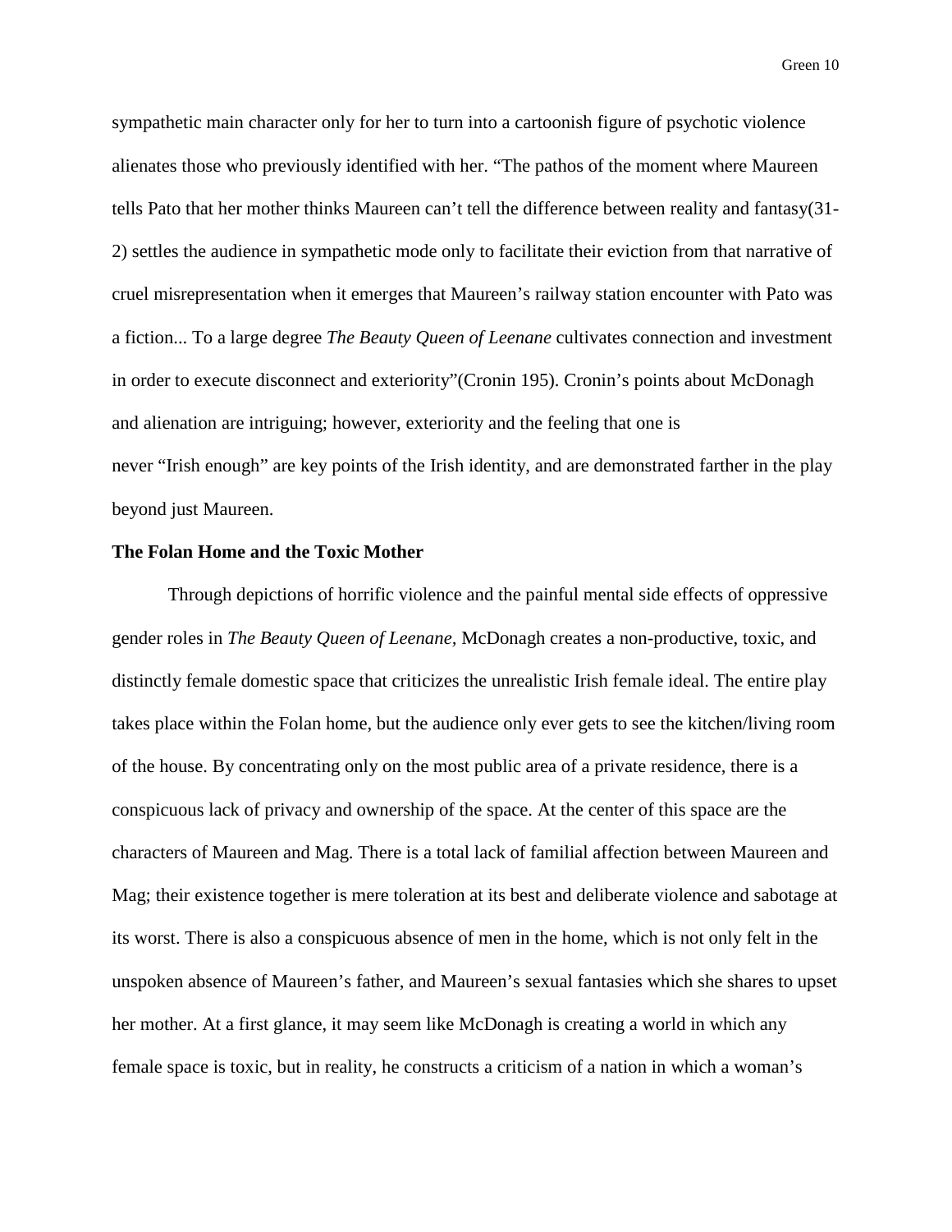sympathetic main character only for her to turn into a cartoonish figure of psychotic violence alienates those who previously identified with her. "The pathos of the moment where Maureen tells Pato that her mother thinks Maureen can't tell the difference between reality and fantasy(31-2) settles the audience in sympathetic mode only to facilitate their eviction from that narrative of cruel misrepresentation when it emerges that Maureen's railway station encounter with Pato was a fiction... To a large degree *The Beauty Queen of Leenane* cultivates connection and investment in order to execute disconnect and exteriority"(Cronin 195). Cronin's points about McDonagh and alienation are intriguing; however, exteriority and the feeling that one is never "Irish enough" are key points of the Irish identity, and are demonstrated farther in the play beyond just Maureen.

**The Folan Home and the Toxic Mother**

Through depictions of horrific violence and the painful mental side effects of oppressive gender roles in *The Beauty Queen of Leenane*, McDonagh creates a non-productive, toxic, and distinctly female domestic space that criticizes the unrealistic Irish female ideal. The entire play takes place within the Folan home, but the audience only ever gets to see the kitchen/living room of the house. By concentrating only on the most public area of a private residence, there is a conspicuous lack of privacy and ownership of the space. At the center of this space are the characters of Maureen and Mag. There is a total lack of familial affection between Maureen and Mag; their existence together is mere toleration at its best and deliberate violence and sabotage at its worst. There is also a conspicuous absence of men in the home, which is not only felt in the unspoken absence of Maureen's father, and Maureen's sexual fantasies which she shares to upset her mother. At a first glance, it may seem like McDonagh is creating a world in which any female space is toxic, but in reality, he constructs a criticism of a nation in which a woman's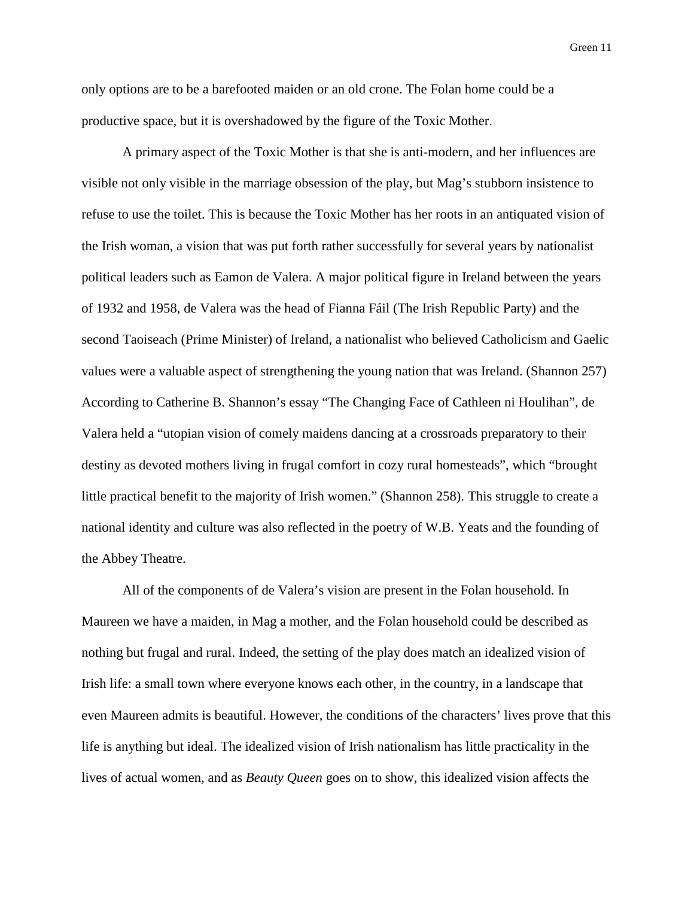only options are to be a barefooted maiden or an old crone. The Folan home could be a productive space, but it is overshadowed by the figure of the Toxic Mother.

A primary aspect of the Toxic Mother is that she is anti-modern, and her influences are visible not only visible in the marriage obsession of the play, but Mag's stubborn insistence to refuse to use the toilet. This is because the Toxic Mother has her roots in an antiquated vision of the Irish woman, a vision that was put forth rather successfully for several years by nationalist political leaders such as Eamon de Valera. A major political figure in Ireland between the years of 1932 and 1958, de Valera was the head of Fianna Fáil (The Irish Republic Party) and the second Taoiseach (Prime Minister) of Ireland, a nationalist who believed Catholicism and Gaelic values were a valuable aspect of strengthening the young nation that was Ireland. (Shannon 257) According to Catherine B. Shannon's essay "The Changing Face of Cathleen ni Houlihan", de Valera held a "utopian vision of comely maidens dancing at a crossroads preparatory to their destiny as devoted mothers living in frugal comfort in cozy rural homesteads", which "brought little practical benefit to the majority of Irish women." (Shannon 258). This struggle to create a national identity and culture was also reflected in the poetry of W.B. Yeats and the founding of the Abbey Theatre.

All of the components of de Valera's vision are present in the Folan household. In Maureen we have a maiden, in Mag a mother, and the Folan household could be described as nothing but frugal and rural. Indeed, the setting of the play does match an idealized vision of Irish life: a small town where everyone knows each other, in the country, in a landscape that even Maureen admits is beautiful. However, the conditions of the characters' lives prove that this life is anything but ideal. The idealized vision of Irish nationalism has little practicality in the lives of actual women, and as *Beauty Queen* goes on to show, this idealized vision affects the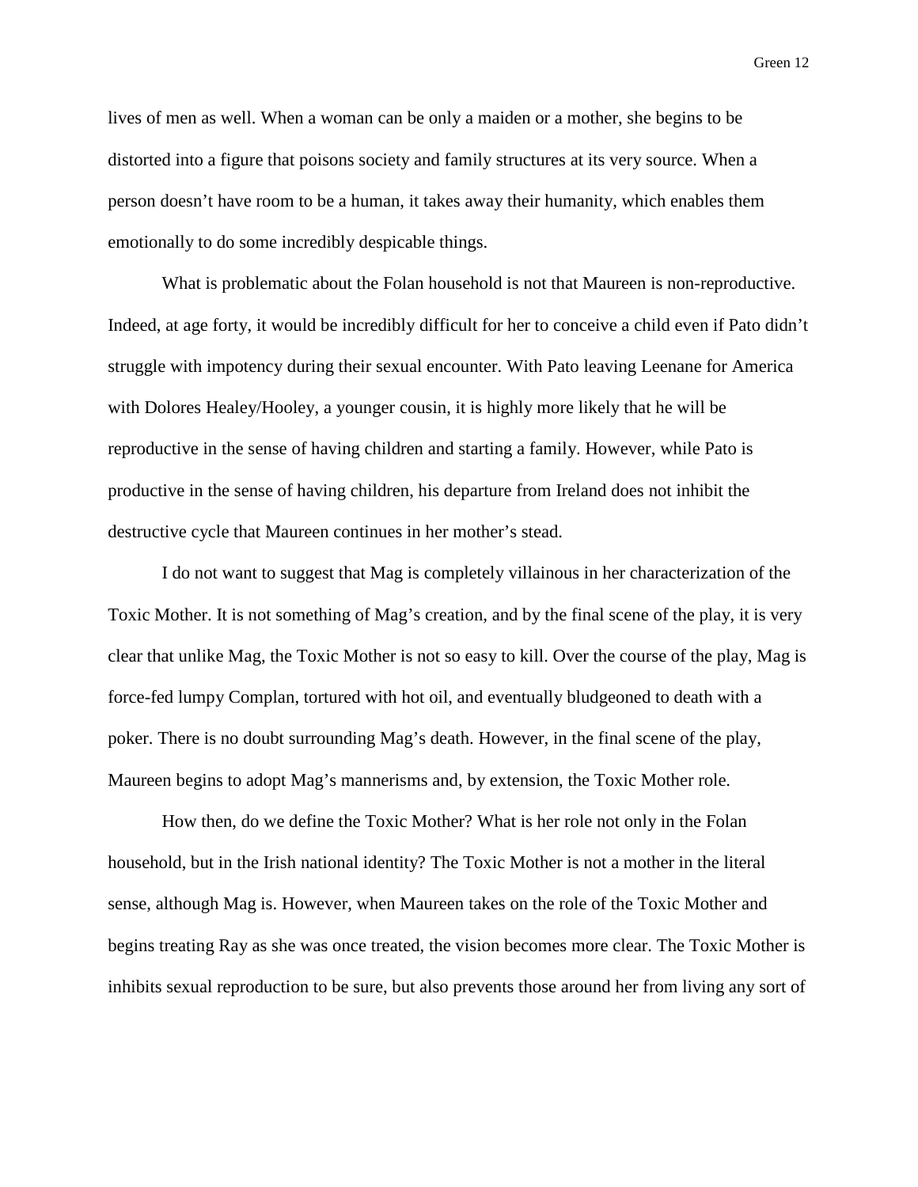lives of men as well. When a woman can be only a maiden or a mother, she begins to be distorted into a figure that poisons society and family structures at its very source. When a person doesn't have room to be a human, it takes away their humanity, which enables them emotionally to do some incredibly despicable things.

What is problematic about the Folan household is not that Maureen is non-reproductive. Indeed, at age forty, it would be incredibly difficult for her to conceive a child even if Pato didn't struggle with impotency during their sexual encounter. With Pato leaving Leenane for America with Dolores Healey/Hooley, a younger cousin, it is highly more likely that he will be reproductive in the sense of having children and starting a family. However, while Pato is productive in the sense of having children, his departure from Ireland does not inhibit the destructive cycle that Maureen continues in her mother's stead.

I do not want to suggest that Mag is completely villainous in her characterization of the Toxic Mother. It is not something of Mag's creation, and by the final scene of the play, it is very clear that unlike Mag, the Toxic Mother is not so easy to kill. Over the course of the play, Mag is force-fed lumpy Complan, tortured with hot oil, and eventually bludgeoned to death with a poker. There is no doubt surrounding Mag's death. However, in the final scene of the play, Maureen begins to adopt Mag's mannerisms and, by extension, the Toxic Mother role.

How then, do we define the Toxic Mother? What is her role not only in the Folan household, but in the Irish national identity? The Toxic Mother is not a mother in the literal sense, although Mag is. However, when Maureen takes on the role of the Toxic Mother and begins treating Ray as she was once treated, the vision becomes more clear. The Toxic Mother is inhibits sexual reproduction to be sure, but also prevents those around her from living any sort of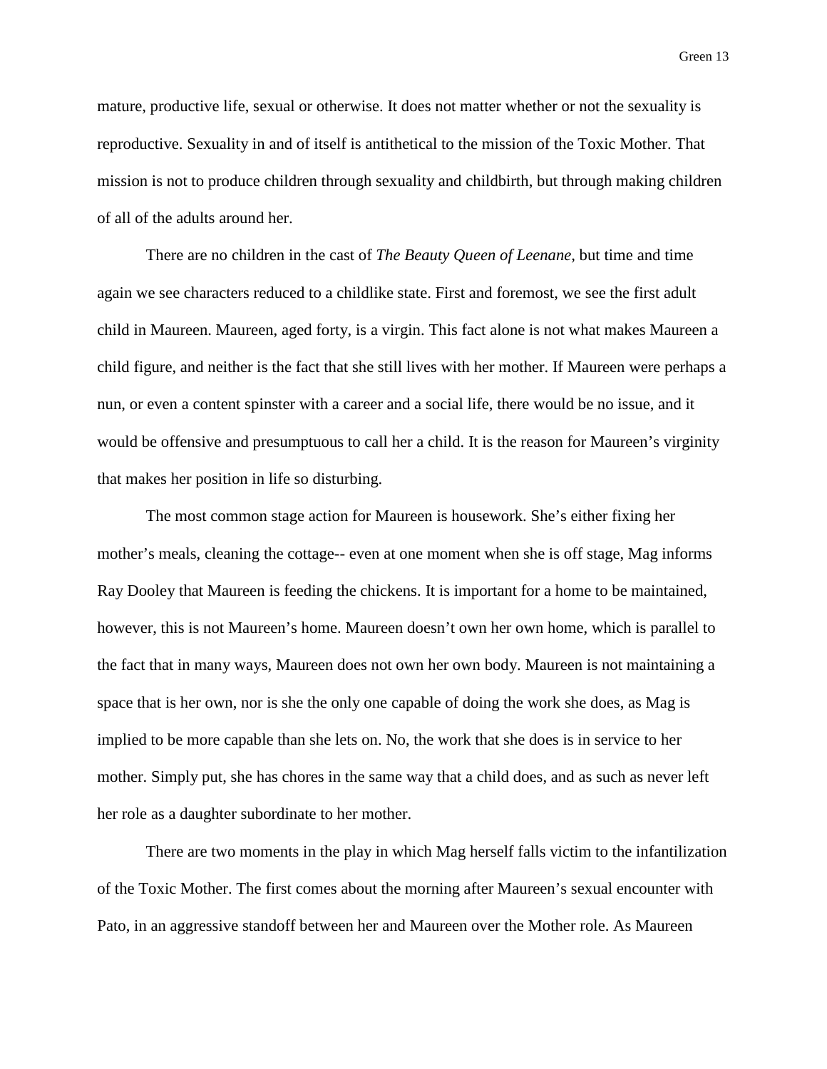mature, productive life, sexual or otherwise. It does not matter whether or not the sexuality is reproductive. Sexuality in and of itself is antithetical to the mission of the Toxic Mother. That mission is not to produce children through sexuality and childbirth, but through making children of all of the adults around her.

There are no children in the cast of *The Beauty Queen of Leenane,* but time and time again we see characters reduced to a childlike state. First and foremost, we see the first adult child in Maureen. Maureen, aged forty, is a virgin. This fact alone is not what makes Maureen a child figure, and neither is the fact that she still lives with her mother. If Maureen were perhaps a nun, or even a content spinster with a career and a social life, there would be no issue, and it would be offensive and presumptuous to call her a child. It is the reason for Maureen's virginity that makes her position in life so disturbing.

The most common stage action for Maureen is housework. She's either fixing her mother's meals, cleaning the cottage-- even at one moment when she is off stage, Mag informs Ray Dooley that Maureen is feeding the chickens. It is important for a home to be maintained, however, this is not Maureen's home. Maureen doesn't own her own home, which is parallel to the fact that in many ways, Maureen does not own her own body. Maureen is not maintaining a space that is her own, nor is she the only one capable of doing the work she does, as Mag is implied to be more capable than she lets on. No, the work that she does is in service to her mother. Simply put, she has chores in the same way that a child does, and as such as never left her role as a daughter subordinate to her mother.

There are two moments in the play in which Mag herself falls victim to the infantilization of the Toxic Mother. The first comes about the morning after Maureen's sexual encounter with Pato, in an aggressive standoff between her and Maureen over the Mother role. As Maureen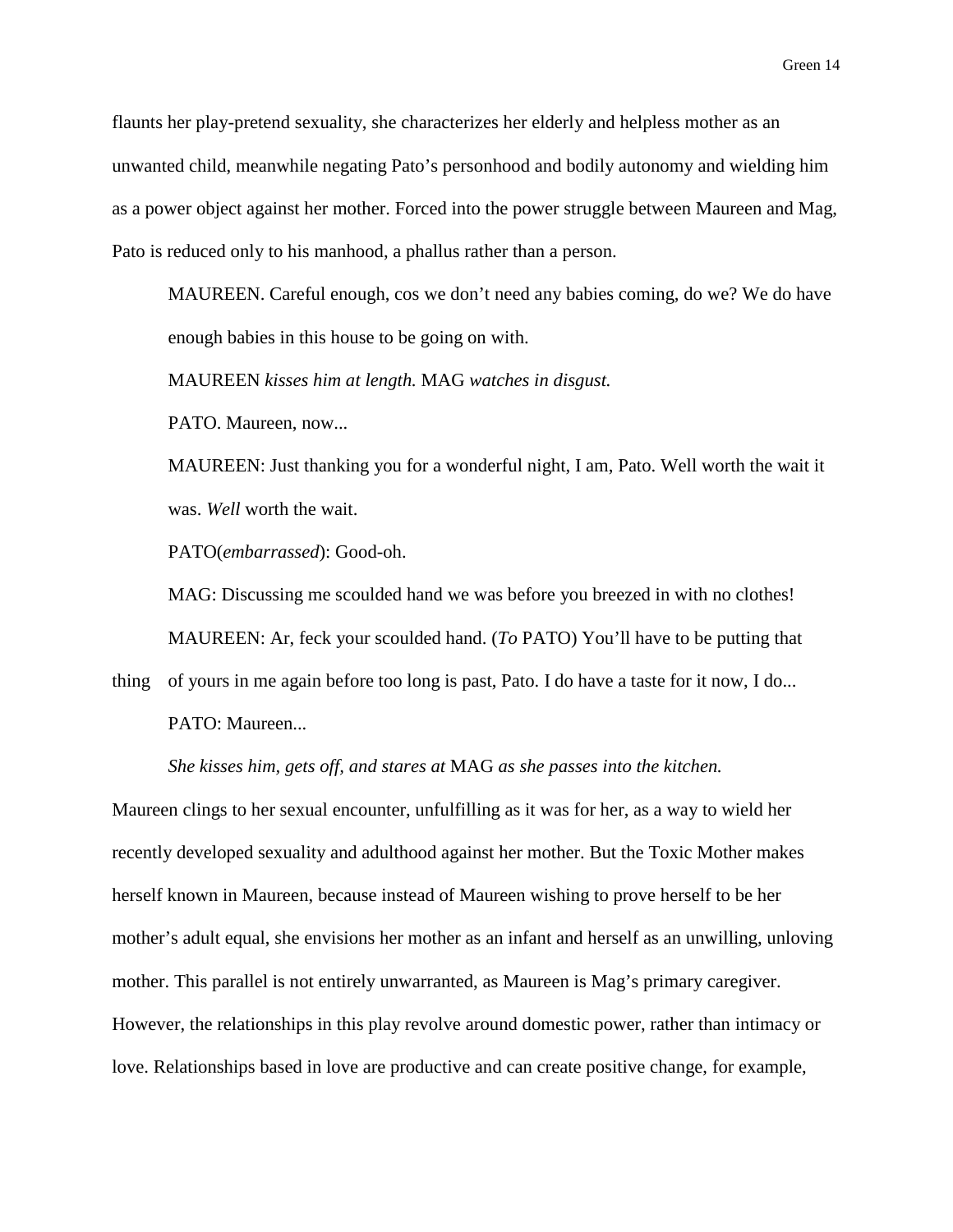flaunts her play-pretend sexuality, she characterizes her elderly and helpless mother as an unwanted child, meanwhile negating Pato's personhood and bodily autonomy and wielding him as a power object against her mother. Forced into the power struggle between Maureen and Mag, Pato is reduced only to his manhood, a phallus rather than a person.

> MAUREEN. Careful enough, cos we don't need any babies coming, do we? We do have enough babies in this house to be going on with.
>
> MAUREEN *kisses him at length.* MAG *watches in disgust.*
>
> PATO. Maureen, now...
>
> MAUREEN: Just thanking you for a wonderful night, I am, Pato. Well worth the wait it was. *Well* worth the wait.
>
> PATO(*embarrassed*): Good-oh.
>
> MAG: Discussing me scoulded hand we was before you breezed in with no clothes!
>
> MAUREEN: Ar, feck your scoulded hand. (*To* PATO) You'll have to be putting that thing of yours in me again before too long is past, Pato. I do have a taste for it now, I do...
>
> PATO: Maureen...
>
> *She kisses him, gets off, and stares at* MAG *as she passes into the kitchen.*

Maureen clings to her sexual encounter, unfulfilling as it was for her, as a way to wield her recently developed sexuality and adulthood against her mother. But the Toxic Mother makes herself known in Maureen, because instead of Maureen wishing to prove herself to be her mother's adult equal, she envisions her mother as an infant and herself as an unwilling, unloving mother. This parallel is not entirely unwarranted, as Maureen is Mag's primary caregiver. However, the relationships in this play revolve around domestic power, rather than intimacy or love. Relationships based in love are productive and can create positive change, for example,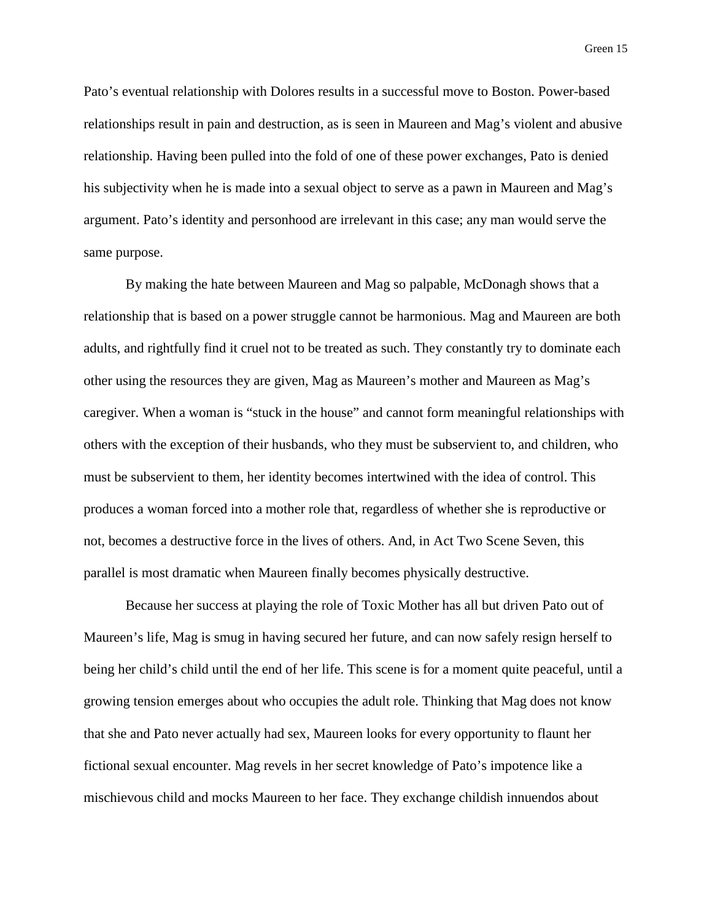Pato's eventual relationship with Dolores results in a successful move to Boston. Power-based relationships result in pain and destruction, as is seen in Maureen and Mag's violent and abusive relationship. Having been pulled into the fold of one of these power exchanges, Pato is denied his subjectivity when he is made into a sexual object to serve as a pawn in Maureen and Mag's argument. Pato's identity and personhood are irrelevant in this case; any man would serve the same purpose.

By making the hate between Maureen and Mag so palpable, McDonagh shows that a relationship that is based on a power struggle cannot be harmonious. Mag and Maureen are both adults, and rightfully find it cruel not to be treated as such. They constantly try to dominate each other using the resources they are given, Mag as Maureen's mother and Maureen as Mag's caregiver. When a woman is "stuck in the house" and cannot form meaningful relationships with others with the exception of their husbands, who they must be subservient to, and children, who must be subservient to them, her identity becomes intertwined with the idea of control. This produces a woman forced into a mother role that, regardless of whether she is reproductive or not, becomes a destructive force in the lives of others. And, in Act Two Scene Seven, this parallel is most dramatic when Maureen finally becomes physically destructive.

Because her success at playing the role of Toxic Mother has all but driven Pato out of Maureen's life, Mag is smug in having secured her future, and can now safely resign herself to being her child's child until the end of her life. This scene is for a moment quite peaceful, until a growing tension emerges about who occupies the adult role. Thinking that Mag does not know that she and Pato never actually had sex, Maureen looks for every opportunity to flaunt her fictional sexual encounter. Mag revels in her secret knowledge of Pato's impotence like a mischievous child and mocks Maureen to her face. They exchange childish innuendos about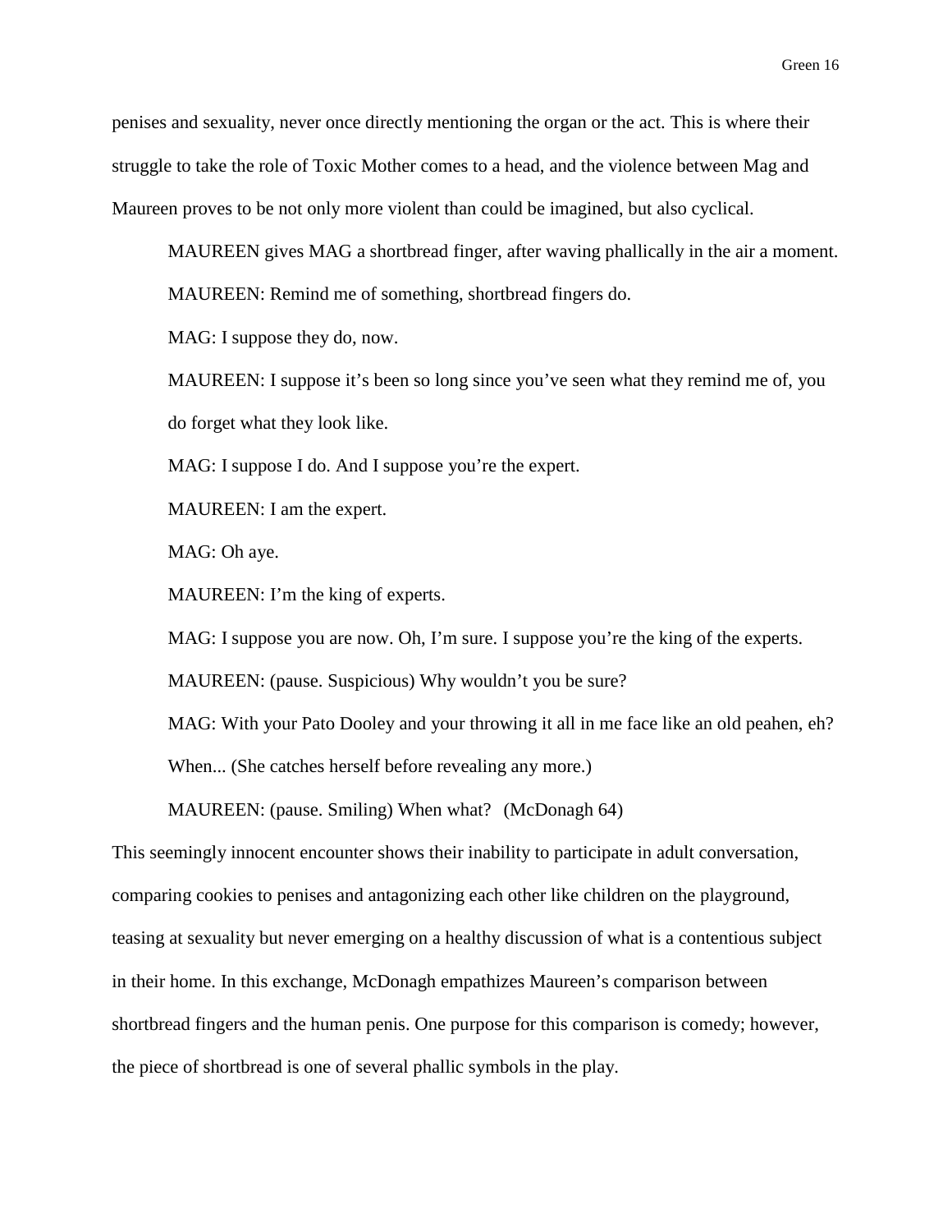penises and sexuality, never once directly mentioning the organ or the act. This is where their struggle to take the role of Toxic Mother comes to a head, and the violence between Mag and Maureen proves to be not only more violent than could be imagined, but also cyclical.

> MAUREEN gives MAG a shortbread finger, after waving phallically in the air a moment.
>
> MAUREEN: Remind me of something, shortbread fingers do.
>
> MAG: I suppose they do, now.
>
> MAUREEN: I suppose it's been so long since you've seen what they remind me of, you do forget what they look like.
>
> MAG: I suppose I do. And I suppose you're the expert.
>
> MAUREEN: I am the expert.
>
> MAG: Oh aye.
>
> MAUREEN: I'm the king of experts.
>
> MAG: I suppose you are now. Oh, I'm sure. I suppose you're the king of the experts.
>
> MAUREEN: (pause. Suspicious) Why wouldn't you be sure?
>
> MAG: With your Pato Dooley and your throwing it all in me face like an old peahen, eh? When... (She catches herself before revealing any more.)
>
> MAUREEN: (pause. Smiling) When what? (McDonagh 64)

This seemingly innocent encounter shows their inability to participate in adult conversation, comparing cookies to penises and antagonizing each other like children on the playground, teasing at sexuality but never emerging on a healthy discussion of what is a contentious subject in their home. In this exchange, McDonagh empathizes Maureen's comparison between shortbread fingers and the human penis. One purpose for this comparison is comedy; however, the piece of shortbread is one of several phallic symbols in the play.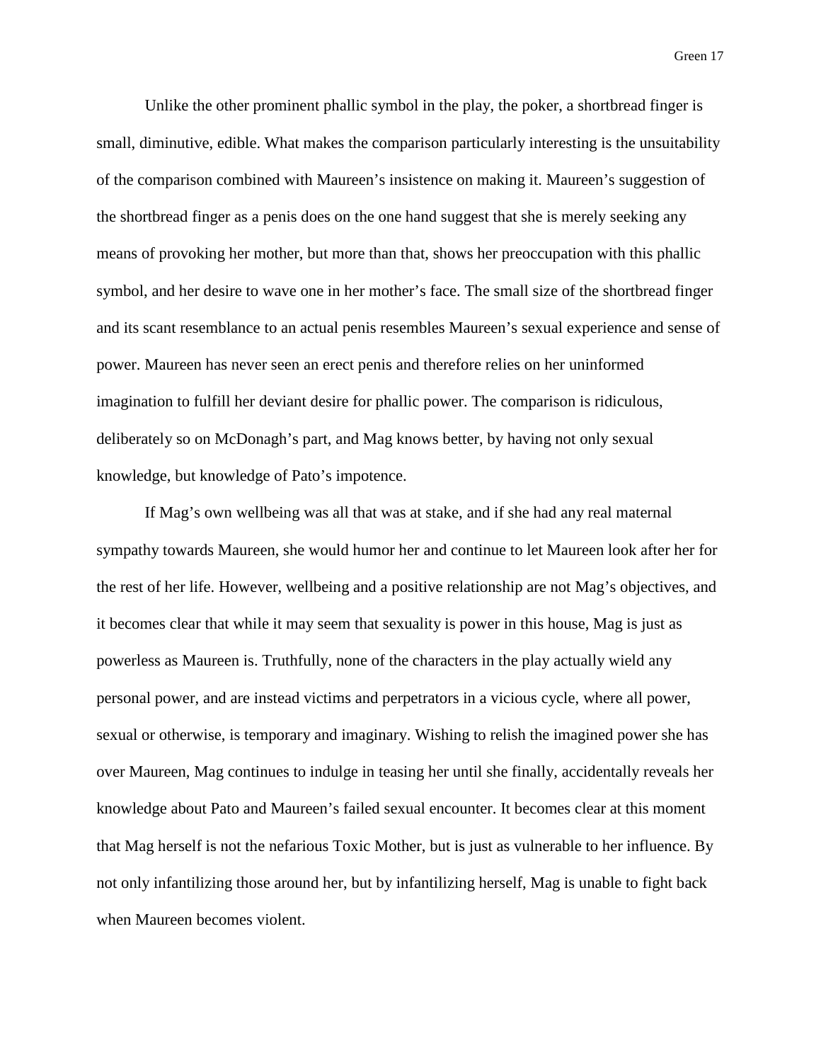Unlike the other prominent phallic symbol in the play, the poker, a shortbread finger is small, diminutive, edible. What makes the comparison particularly interesting is the unsuitability of the comparison combined with Maureen's insistence on making it. Maureen's suggestion of the shortbread finger as a penis does on the one hand suggest that she is merely seeking any means of provoking her mother, but more than that, shows her preoccupation with this phallic symbol, and her desire to wave one in her mother's face. The small size of the shortbread finger and its scant resemblance to an actual penis resembles Maureen's sexual experience and sense of power. Maureen has never seen an erect penis and therefore relies on her uninformed imagination to fulfill her deviant desire for phallic power. The comparison is ridiculous, deliberately so on McDonagh's part, and Mag knows better, by having not only sexual knowledge, but knowledge of Pato's impotence.

If Mag's own wellbeing was all that was at stake, and if she had any real maternal sympathy towards Maureen, she would humor her and continue to let Maureen look after her for the rest of her life. However, wellbeing and a positive relationship are not Mag's objectives, and it becomes clear that while it may seem that sexuality is power in this house, Mag is just as powerless as Maureen is. Truthfully, none of the characters in the play actually wield any personal power, and are instead victims and perpetrators in a vicious cycle, where all power, sexual or otherwise, is temporary and imaginary. Wishing to relish the imagined power she has over Maureen, Mag continues to indulge in teasing her until she finally, accidentally reveals her knowledge about Pato and Maureen's failed sexual encounter. It becomes clear at this moment that Mag herself is not the nefarious Toxic Mother, but is just as vulnerable to her influence. By not only infantilizing those around her, but by infantilizing herself, Mag is unable to fight back when Maureen becomes violent.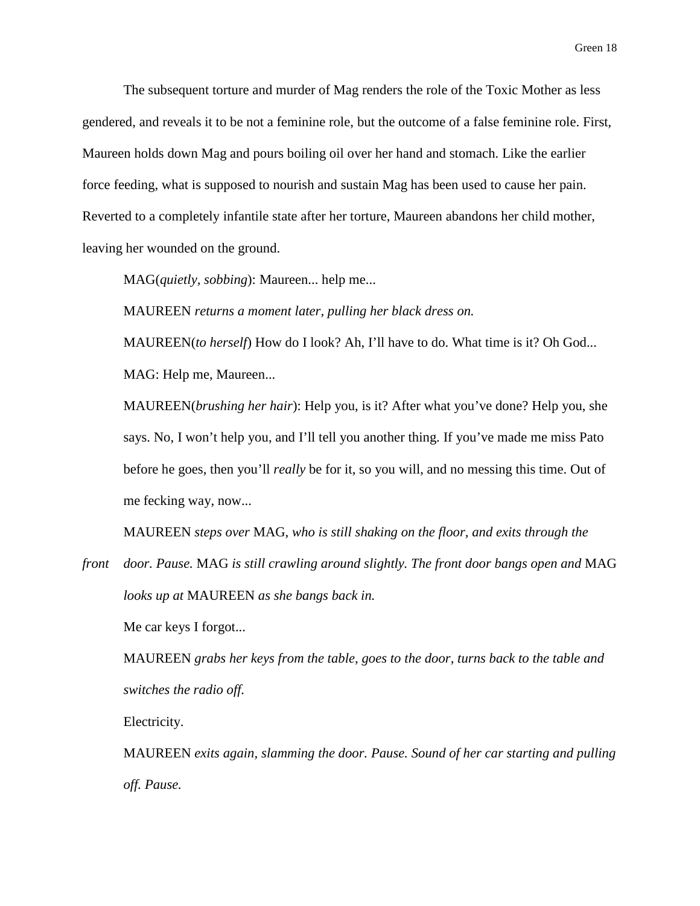The subsequent torture and murder of Mag renders the role of the Toxic Mother as less gendered, and reveals it to be not a feminine role, but the outcome of a false feminine role. First, Maureen holds down Mag and pours boiling oil over her hand and stomach. Like the earlier force feeding, what is supposed to nourish and sustain Mag has been used to cause her pain. Reverted to a completely infantile state after her torture, Maureen abandons her child mother, leaving her wounded on the ground.

MAG(*quietly, sobbing*): Maureen... help me...

MAUREEN *returns a moment later, pulling her black dress on.*

MAUREEN(*to herself*) How do I look? Ah, I'll have to do. What time is it? Oh God...

MAG: Help me, Maureen...

MAUREEN(*brushing her hair*): Help you, is it? After what you've done? Help you, she says. No, I won't help you, and I'll tell you another thing. If you've made me miss Pato before he goes, then you'll *really* be for it, so you will, and no messing this time. Out of me fecking way, now...

MAUREEN *steps over* MAG, *who is still shaking on the floor, and exits through the front door. Pause.* MAG *is still crawling around slightly. The front door bangs open and* MAG *looks up at* MAUREEN *as she bangs back in.*

Me car keys I forgot...

MAUREEN *grabs her keys from the table, goes to the door, turns back to the table and switches the radio off.*

Electricity.

MAUREEN *exits again, slamming the door. Pause. Sound of her car starting and pulling off. Pause.*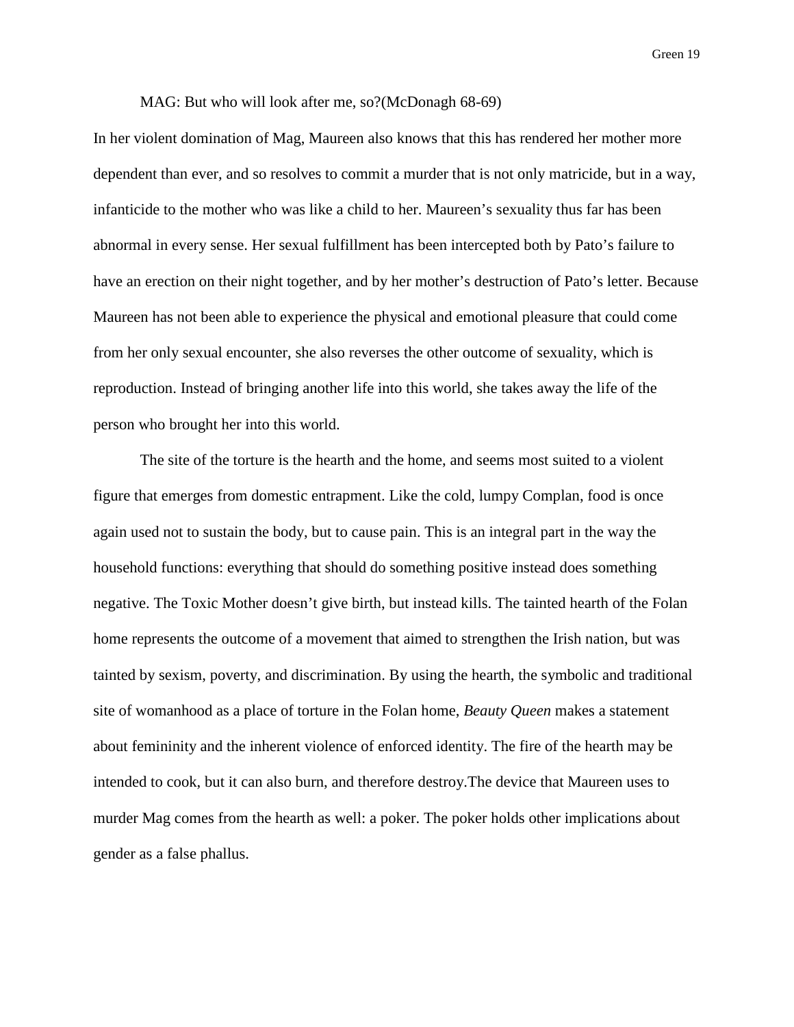MAG: But who will look after me, so?(McDonagh 68-69)

In her violent domination of Mag, Maureen also knows that this has rendered her mother more dependent than ever, and so resolves to commit a murder that is not only matricide, but in a way, infanticide to the mother who was like a child to her. Maureen's sexuality thus far has been abnormal in every sense. Her sexual fulfillment has been intercepted both by Pato's failure to have an erection on their night together, and by her mother's destruction of Pato's letter. Because Maureen has not been able to experience the physical and emotional pleasure that could come from her only sexual encounter, she also reverses the other outcome of sexuality, which is reproduction. Instead of bringing another life into this world, she takes away the life of the person who brought her into this world.

The site of the torture is the hearth and the home, and seems most suited to a violent figure that emerges from domestic entrapment. Like the cold, lumpy Complan, food is once again used not to sustain the body, but to cause pain. This is an integral part in the way the household functions: everything that should do something positive instead does something negative. The Toxic Mother doesn't give birth, but instead kills. The tainted hearth of the Folan home represents the outcome of a movement that aimed to strengthen the Irish nation, but was tainted by sexism, poverty, and discrimination. By using the hearth, the symbolic and traditional site of womanhood as a place of torture in the Folan home, *Beauty Queen* makes a statement about femininity and the inherent violence of enforced identity. The fire of the hearth may be intended to cook, but it can also burn, and therefore destroy.The device that Maureen uses to murder Mag comes from the hearth as well: a poker. The poker holds other implications about gender as a false phallus.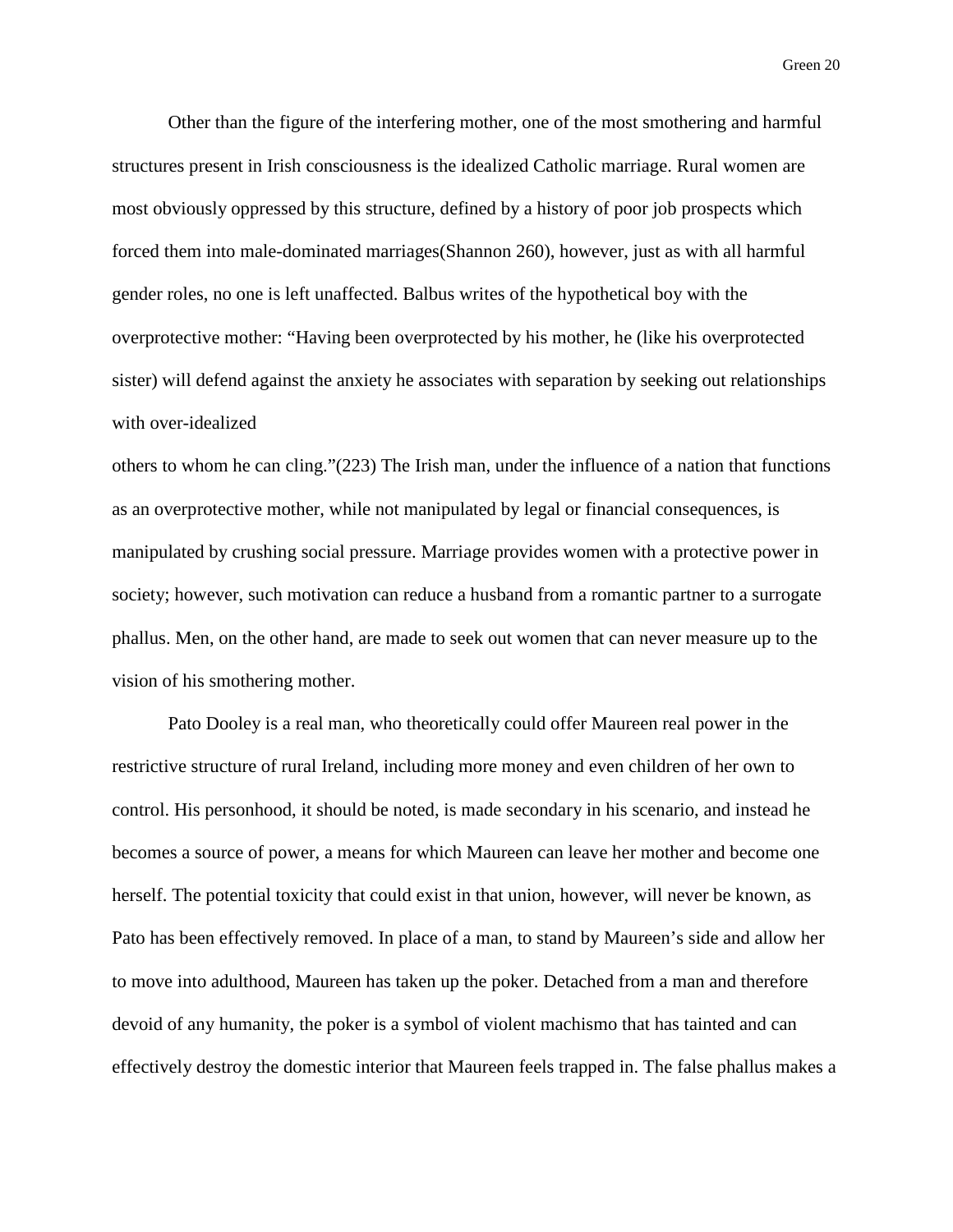Other than the figure of the interfering mother, one of the most smothering and harmful structures present in Irish consciousness is the idealized Catholic marriage. Rural women are most obviously oppressed by this structure, defined by a history of poor job prospects which forced them into male-dominated marriages(Shannon 260), however, just as with all harmful gender roles, no one is left unaffected. Balbus writes of the hypothetical boy with the overprotective mother: "Having been overprotected by his mother, he (like his overprotected sister) will defend against the anxiety he associates with separation by seeking out relationships with over-idealized others to whom he can cling."(223) The Irish man, under the influence of a nation that functions as an overprotective mother, while not manipulated by legal or financial consequences, is manipulated by crushing social pressure. Marriage provides women with a protective power in society; however, such motivation can reduce a husband from a romantic partner to a surrogate phallus. Men, on the other hand, are made to seek out women that can never measure up to the vision of his smothering mother.

Pato Dooley is a real man, who theoretically could offer Maureen real power in the restrictive structure of rural Ireland, including more money and even children of her own to control. His personhood, it should be noted, is made secondary in his scenario, and instead he becomes a source of power, a means for which Maureen can leave her mother and become one herself. The potential toxicity that could exist in that union, however, will never be known, as Pato has been effectively removed. In place of a man, to stand by Maureen's side and allow her to move into adulthood, Maureen has taken up the poker. Detached from a man and therefore devoid of any humanity, the poker is a symbol of violent machismo that has tainted and can effectively destroy the domestic interior that Maureen feels trapped in. The false phallus makes a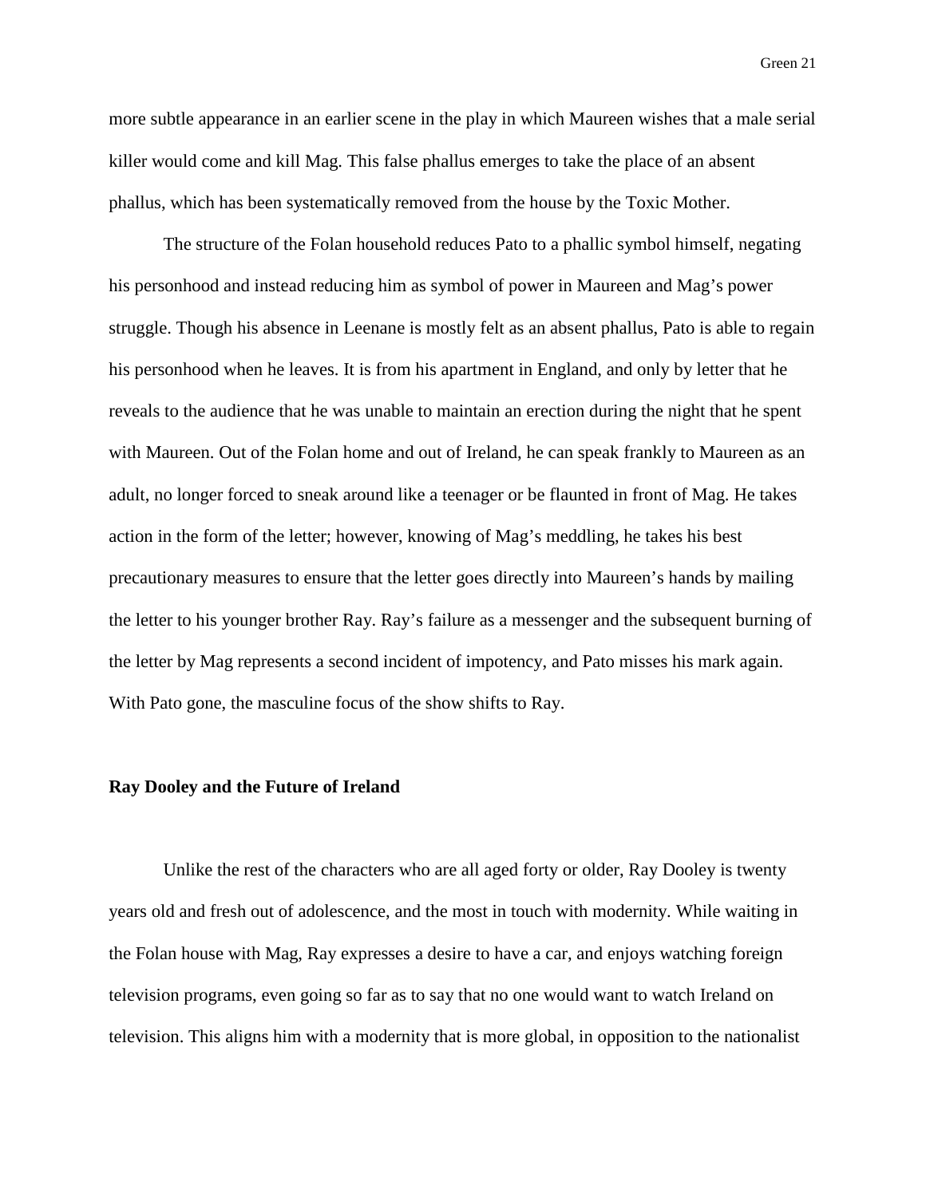more subtle appearance in an earlier scene in the play in which Maureen wishes that a male serial killer would come and kill Mag. This false phallus emerges to take the place of an absent phallus, which has been systematically removed from the house by the Toxic Mother.

The structure of the Folan household reduces Pato to a phallic symbol himself, negating his personhood and instead reducing him as symbol of power in Maureen and Mag's power struggle. Though his absence in Leenane is mostly felt as an absent phallus, Pato is able to regain his personhood when he leaves. It is from his apartment in England, and only by letter that he reveals to the audience that he was unable to maintain an erection during the night that he spent with Maureen. Out of the Folan home and out of Ireland, he can speak frankly to Maureen as an adult, no longer forced to sneak around like a teenager or be flaunted in front of Mag. He takes action in the form of the letter; however, knowing of Mag's meddling, he takes his best precautionary measures to ensure that the letter goes directly into Maureen's hands by mailing the letter to his younger brother Ray. Ray's failure as a messenger and the subsequent burning of the letter by Mag represents a second incident of impotency, and Pato misses his mark again. With Pato gone, the masculine focus of the show shifts to Ray.

**Ray Dooley and the Future of Ireland**

Unlike the rest of the characters who are all aged forty or older, Ray Dooley is twenty years old and fresh out of adolescence, and the most in touch with modernity. While waiting in the Folan house with Mag, Ray expresses a desire to have a car, and enjoys watching foreign television programs, even going so far as to say that no one would want to watch Ireland on television. This aligns him with a modernity that is more global, in opposition to the nationalist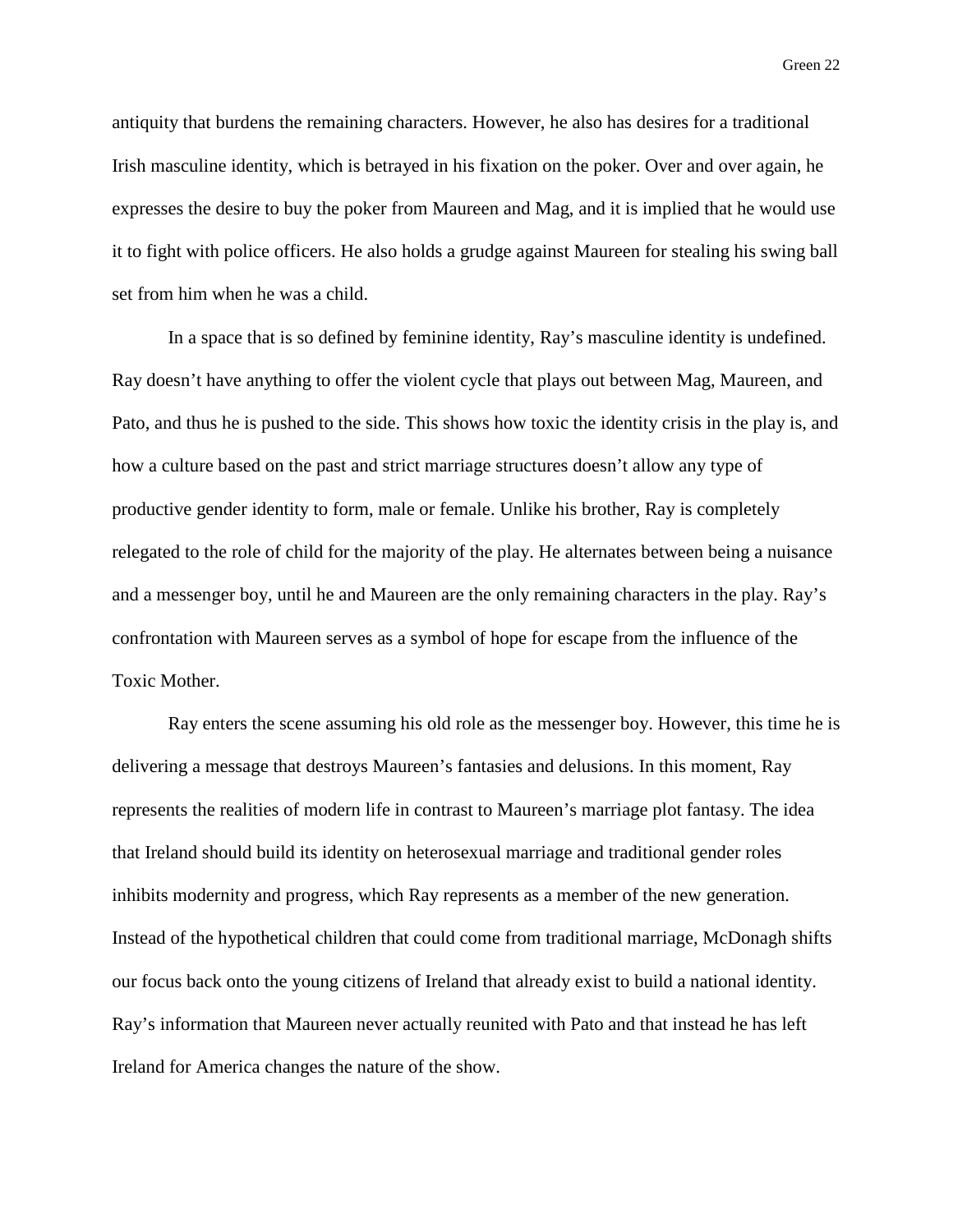antiquity that burdens the remaining characters. However, he also has desires for a traditional Irish masculine identity, which is betrayed in his fixation on the poker. Over and over again, he expresses the desire to buy the poker from Maureen and Mag, and it is implied that he would use it to fight with police officers. He also holds a grudge against Maureen for stealing his swing ball set from him when he was a child.

In a space that is so defined by feminine identity, Ray's masculine identity is undefined. Ray doesn't have anything to offer the violent cycle that plays out between Mag, Maureen, and Pato, and thus he is pushed to the side. This shows how toxic the identity crisis in the play is, and how a culture based on the past and strict marriage structures doesn't allow any type of productive gender identity to form, male or female. Unlike his brother, Ray is completely relegated to the role of child for the majority of the play. He alternates between being a nuisance and a messenger boy, until he and Maureen are the only remaining characters in the play. Ray's confrontation with Maureen serves as a symbol of hope for escape from the influence of the Toxic Mother.

Ray enters the scene assuming his old role as the messenger boy. However, this time he is delivering a message that destroys Maureen's fantasies and delusions. In this moment, Ray represents the realities of modern life in contrast to Maureen's marriage plot fantasy. The idea that Ireland should build its identity on heterosexual marriage and traditional gender roles inhibits modernity and progress, which Ray represents as a member of the new generation. Instead of the hypothetical children that could come from traditional marriage, McDonagh shifts our focus back onto the young citizens of Ireland that already exist to build a national identity. Ray's information that Maureen never actually reunited with Pato and that instead he has left Ireland for America changes the nature of the show.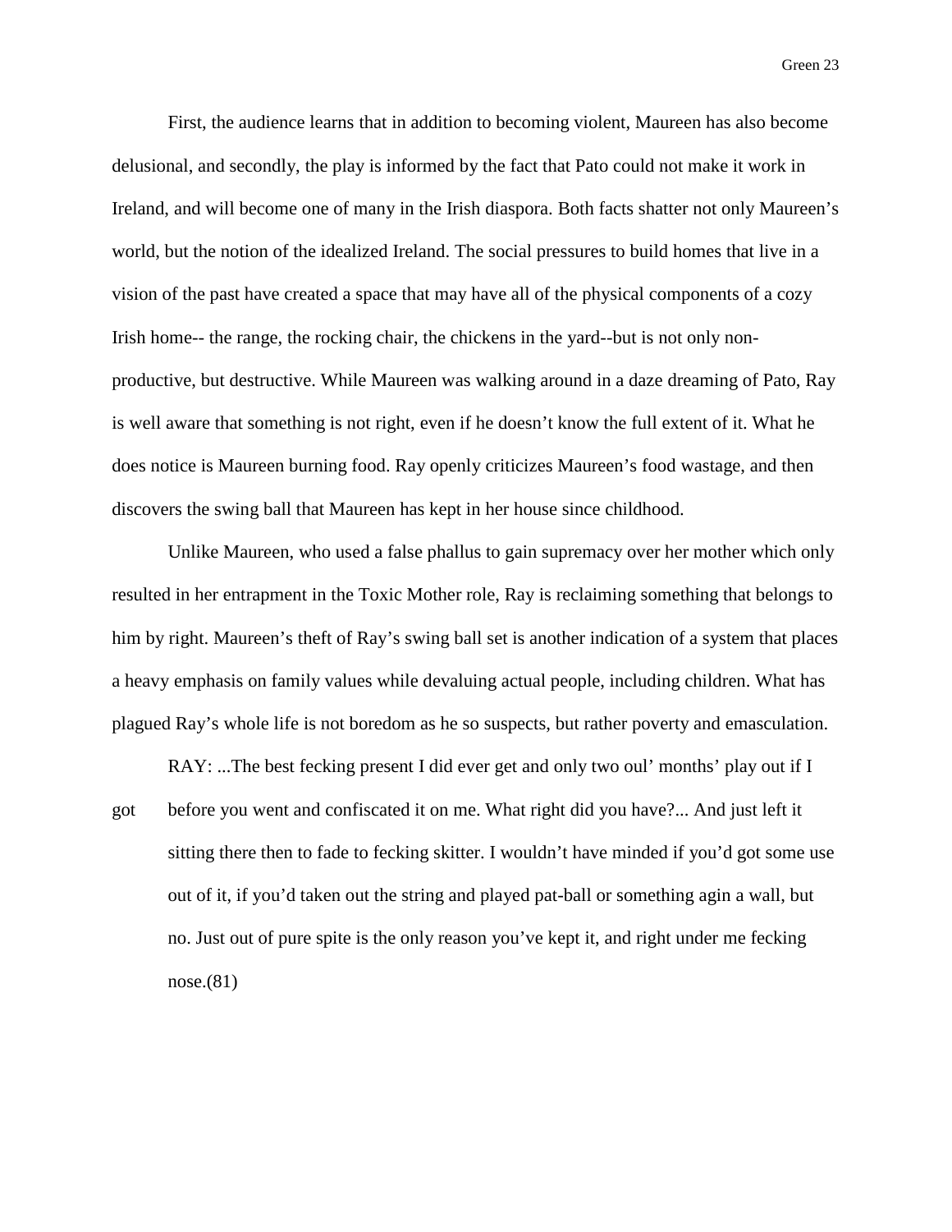First, the audience learns that in addition to becoming violent, Maureen has also become delusional, and secondly, the play is informed by the fact that Pato could not make it work in Ireland, and will become one of many in the Irish diaspora. Both facts shatter not only Maureen's world, but the notion of the idealized Ireland. The social pressures to build homes that live in a vision of the past have created a space that may have all of the physical components of a cozy Irish home-- the range, the rocking chair, the chickens in the yard--but is not only non-productive, but destructive. While Maureen was walking around in a daze dreaming of Pato, Ray is well aware that something is not right, even if he doesn't know the full extent of it. What he does notice is Maureen burning food. Ray openly criticizes Maureen's food wastage, and then discovers the swing ball that Maureen has kept in her house since childhood.

Unlike Maureen, who used a false phallus to gain supremacy over her mother which only resulted in her entrapment in the Toxic Mother role, Ray is reclaiming something that belongs to him by right. Maureen's theft of Ray's swing ball set is another indication of a system that places a heavy emphasis on family values while devaluing actual people, including children. What has plagued Ray's whole life is not boredom as he so suspects, but rather poverty and emasculation.

> RAY: ...The best fecking present I did ever get and only two oul' months' play out if I got before you went and confiscated it on me. What right did you have?... And just left it sitting there then to fade to fecking skitter. I wouldn't have minded if you'd got some use out of it, if you'd taken out the string and played pat-ball or something agin a wall, but no. Just out of pure spite is the only reason you've kept it, and right under me fecking nose.(81)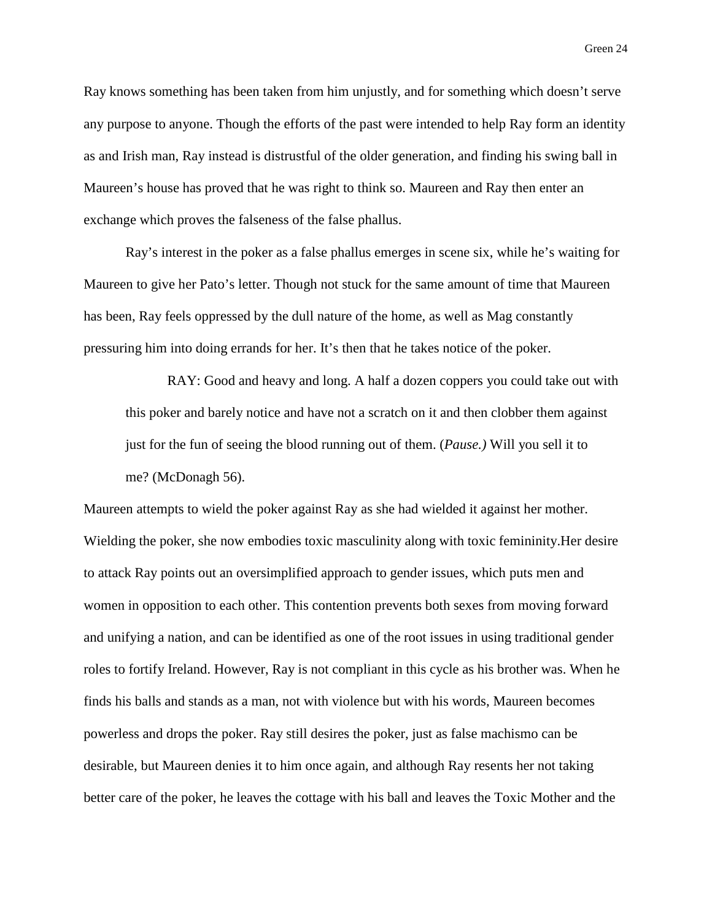Ray knows something has been taken from him unjustly, and for something which doesn't serve any purpose to anyone. Though the efforts of the past were intended to help Ray form an identity as and Irish man, Ray instead is distrustful of the older generation, and finding his swing ball in Maureen's house has proved that he was right to think so. Maureen and Ray then enter an exchange which proves the falseness of the false phallus.

Ray's interest in the poker as a false phallus emerges in scene six, while he's waiting for Maureen to give her Pato's letter. Though not stuck for the same amount of time that Maureen has been, Ray feels oppressed by the dull nature of the home, as well as Mag constantly pressuring him into doing errands for her. It's then that he takes notice of the poker.

> RAY: Good and heavy and long. A half a dozen coppers you could take out with this poker and barely notice and have not a scratch on it and then clobber them against just for the fun of seeing the blood running out of them. (*Pause.*) Will you sell it to me? (McDonagh 56).

Maureen attempts to wield the poker against Ray as she had wielded it against her mother. Wielding the poker, she now embodies toxic masculinity along with toxic femininity.Her desire to attack Ray points out an oversimplified approach to gender issues, which puts men and women in opposition to each other. This contention prevents both sexes from moving forward and unifying a nation, and can be identified as one of the root issues in using traditional gender roles to fortify Ireland. However, Ray is not compliant in this cycle as his brother was. When he finds his balls and stands as a man, not with violence but with his words, Maureen becomes powerless and drops the poker. Ray still desires the poker, just as false machismo can be desirable, but Maureen denies it to him once again, and although Ray resents her not taking better care of the poker, he leaves the cottage with his ball and leaves the Toxic Mother and the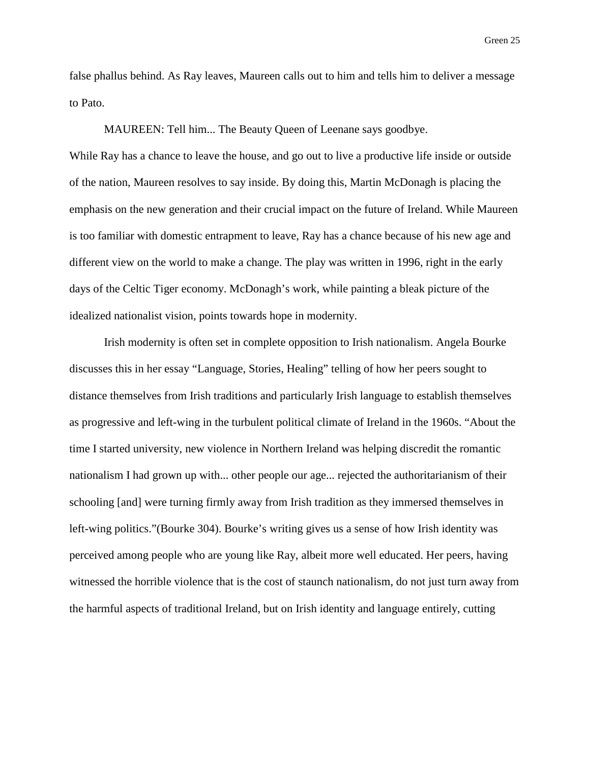false phallus behind. As Ray leaves, Maureen calls out to him and tells him to deliver a message to Pato.

MAUREEN: Tell him... The Beauty Queen of Leenane says goodbye.

While Ray has a chance to leave the house, and go out to live a productive life inside or outside of the nation, Maureen resolves to say inside. By doing this, Martin McDonagh is placing the emphasis on the new generation and their crucial impact on the future of Ireland. While Maureen is too familiar with domestic entrapment to leave, Ray has a chance because of his new age and different view on the world to make a change. The play was written in 1996, right in the early days of the Celtic Tiger economy. McDonagh's work, while painting a bleak picture of the idealized nationalist vision, points towards hope in modernity.

Irish modernity is often set in complete opposition to Irish nationalism. Angela Bourke discusses this in her essay "Language, Stories, Healing" telling of how her peers sought to distance themselves from Irish traditions and particularly Irish language to establish themselves as progressive and left-wing in the turbulent political climate of Ireland in the 1960s. "About the time I started university, new violence in Northern Ireland was helping discredit the romantic nationalism I had grown up with... other people our age... rejected the authoritarianism of their schooling [and] were turning firmly away from Irish tradition as they immersed themselves in left-wing politics."(Bourke 304). Bourke's writing gives us a sense of how Irish identity was perceived among people who are young like Ray, albeit more well educated. Her peers, having witnessed the horrible violence that is the cost of staunch nationalism, do not just turn away from the harmful aspects of traditional Ireland, but on Irish identity and language entirely, cutting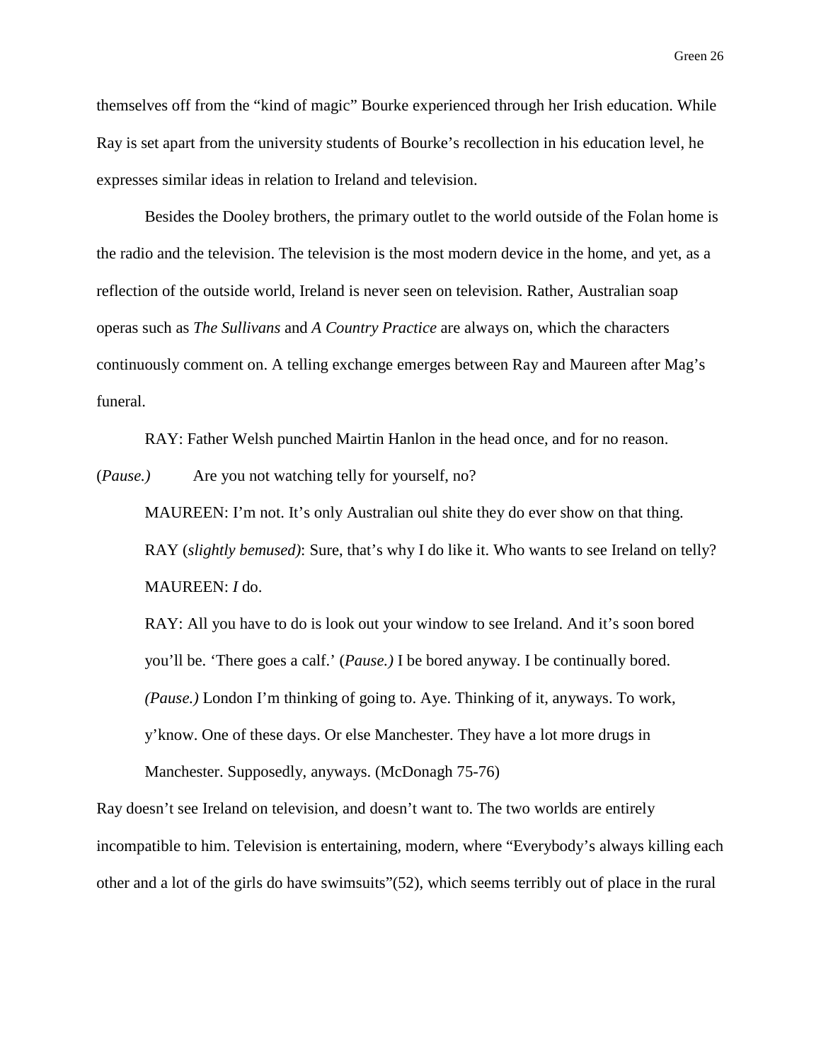themselves off from the "kind of magic" Bourke experienced through her Irish education. While Ray is set apart from the university students of Bourke's recollection in his education level, he expresses similar ideas in relation to Ireland and television.

Besides the Dooley brothers, the primary outlet to the world outside of the Folan home is the radio and the television. The television is the most modern device in the home, and yet, as a reflection of the outside world, Ireland is never seen on television. Rather, Australian soap operas such as *The Sullivans* and *A Country Practice* are always on, which the characters continuously comment on. A telling exchange emerges between Ray and Maureen after Mag's funeral.

> RAY: Father Welsh punched Mairtin Hanlon in the head once, and for no reason. (*Pause.*) Are you not watching telly for yourself, no?
>
> MAUREEN: I'm not. It's only Australian oul shite they do ever show on that thing.
>
> RAY (*slightly bemused*): Sure, that's why I do like it. Who wants to see Ireland on telly?
>
> MAUREEN: *I* do.
>
> RAY: All you have to do is look out your window to see Ireland. And it's soon bored you'll be. 'There goes a calf.' (*Pause.*) I be bored anyway. I be continually bored. *(Pause.)* London I'm thinking of going to. Aye. Thinking of it, anyways. To work, y'know. One of these days. Or else Manchester. They have a lot more drugs in Manchester. Supposedly, anyways. (McDonagh 75-76)

Ray doesn't see Ireland on television, and doesn't want to. The two worlds are entirely incompatible to him. Television is entertaining, modern, where "Everybody's always killing each other and a lot of the girls do have swimsuits"(52), which seems terribly out of place in the rural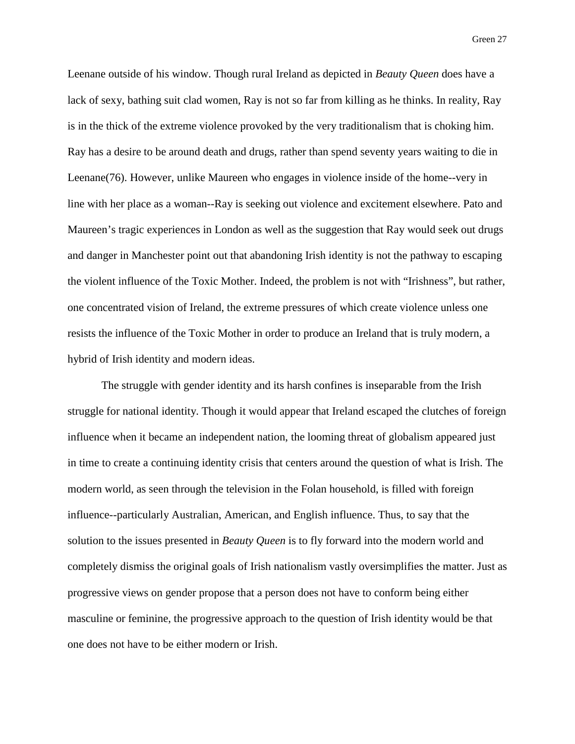Leenane outside of his window. Though rural Ireland as depicted in *Beauty Queen* does have a lack of sexy, bathing suit clad women, Ray is not so far from killing as he thinks. In reality, Ray is in the thick of the extreme violence provoked by the very traditionalism that is choking him. Ray has a desire to be around death and drugs, rather than spend seventy years waiting to die in Leenane(76). However, unlike Maureen who engages in violence inside of the home--very in line with her place as a woman--Ray is seeking out violence and excitement elsewhere. Pato and Maureen's tragic experiences in London as well as the suggestion that Ray would seek out drugs and danger in Manchester point out that abandoning Irish identity is not the pathway to escaping the violent influence of the Toxic Mother. Indeed, the problem is not with "Irishness", but rather, one concentrated vision of Ireland, the extreme pressures of which create violence unless one resists the influence of the Toxic Mother in order to produce an Ireland that is truly modern, a hybrid of Irish identity and modern ideas.

The struggle with gender identity and its harsh confines is inseparable from the Irish struggle for national identity. Though it would appear that Ireland escaped the clutches of foreign influence when it became an independent nation, the looming threat of globalism appeared just in time to create a continuing identity crisis that centers around the question of what is Irish. The modern world, as seen through the television in the Folan household, is filled with foreign influence--particularly Australian, American, and English influence. Thus, to say that the solution to the issues presented in *Beauty Queen* is to fly forward into the modern world and completely dismiss the original goals of Irish nationalism vastly oversimplifies the matter. Just as progressive views on gender propose that a person does not have to conform being either masculine or feminine, the progressive approach to the question of Irish identity would be that one does not have to be either modern or Irish.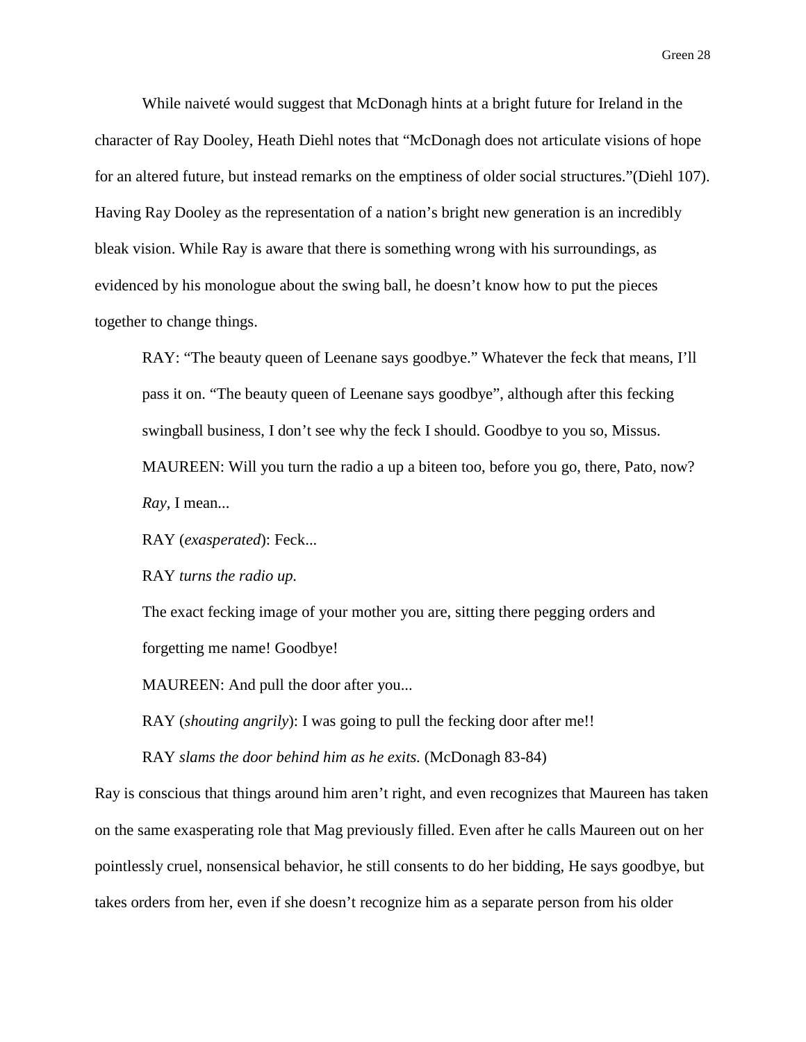While naiveté would suggest that McDonagh hints at a bright future for Ireland in the character of Ray Dooley, Heath Diehl notes that "McDonagh does not articulate visions of hope for an altered future, but instead remarks on the emptiness of older social structures."(Diehl 107). Having Ray Dooley as the representation of a nation's bright new generation is an incredibly bleak vision. While Ray is aware that there is something wrong with his surroundings, as evidenced by his monologue about the swing ball, he doesn't know how to put the pieces together to change things.

> RAY: "The beauty queen of Leenane says goodbye." Whatever the feck that means, I'll pass it on. "The beauty queen of Leenane says goodbye", although after this fecking swingball business, I don't see why the feck I should. Goodbye to you so, Missus.
>
> MAUREEN: Will you turn the radio a up a biteen too, before you go, there, Pato, now? *Ray*, I mean...
>
> RAY (*exasperated*): Feck...
>
> RAY *turns the radio up.*
>
> The exact fecking image of your mother you are, sitting there pegging orders and forgetting me name! Goodbye!
>
> MAUREEN: And pull the door after you...
>
> RAY (*shouting angrily*): I was going to pull the fecking door after me!!
>
> RAY *slams the door behind him as he exits.* (McDonagh 83-84)

Ray is conscious that things around him aren't right, and even recognizes that Maureen has taken on the same exasperating role that Mag previously filled. Even after he calls Maureen out on her pointlessly cruel, nonsensical behavior, he still consents to do her bidding, He says goodbye, but takes orders from her, even if she doesn't recognize him as a separate person from his older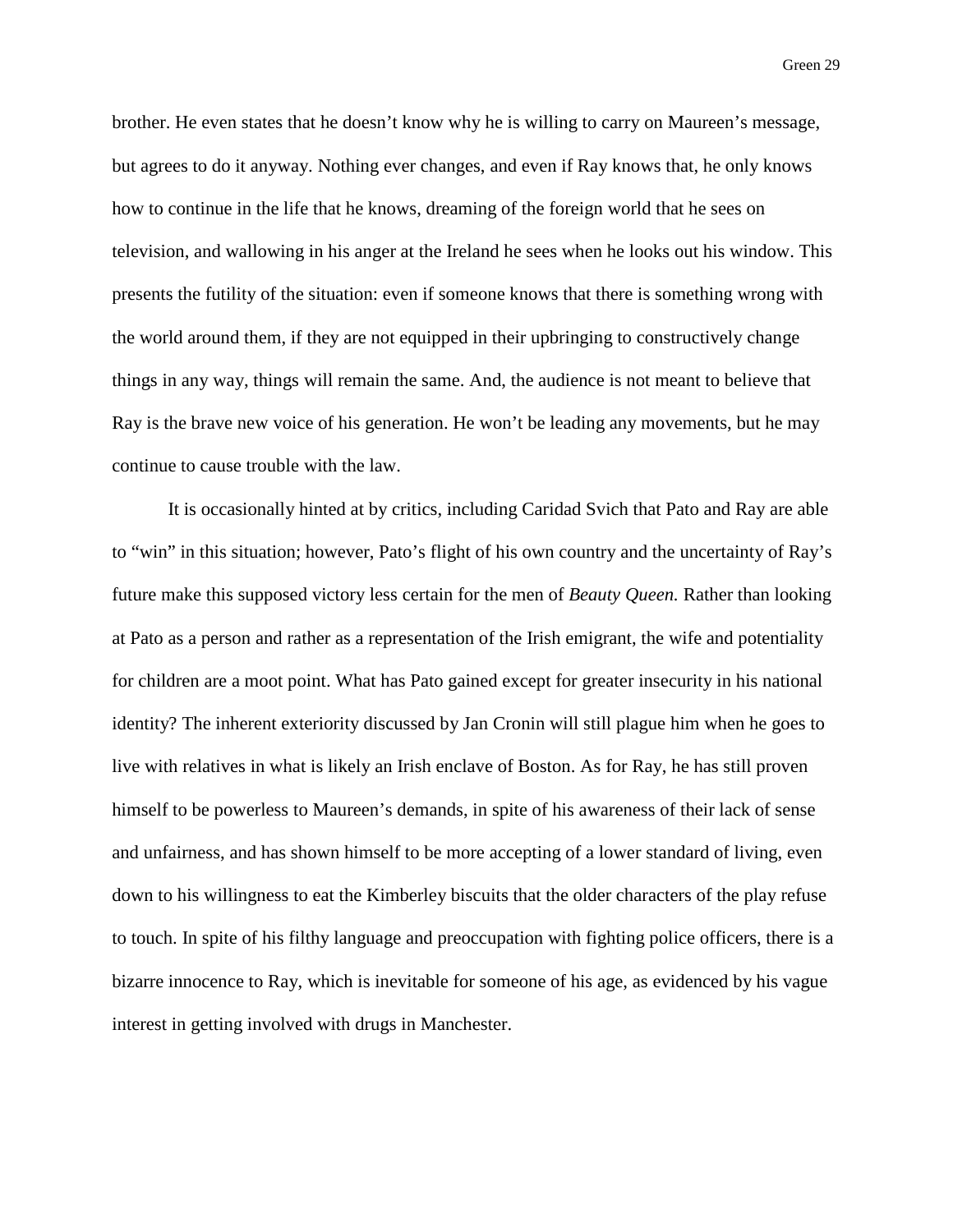brother. He even states that he doesn't know why he is willing to carry on Maureen's message, but agrees to do it anyway. Nothing ever changes, and even if Ray knows that, he only knows how to continue in the life that he knows, dreaming of the foreign world that he sees on television, and wallowing in his anger at the Ireland he sees when he looks out his window. This presents the futility of the situation: even if someone knows that there is something wrong with the world around them, if they are not equipped in their upbringing to constructively change things in any way, things will remain the same. And, the audience is not meant to believe that Ray is the brave new voice of his generation. He won't be leading any movements, but he may continue to cause trouble with the law.

It is occasionally hinted at by critics, including Caridad Svich that Pato and Ray are able to "win" in this situation; however, Pato's flight of his own country and the uncertainty of Ray's future make this supposed victory less certain for the men of *Beauty Queen.* Rather than looking at Pato as a person and rather as a representation of the Irish emigrant, the wife and potentiality for children are a moot point. What has Pato gained except for greater insecurity in his national identity? The inherent exteriority discussed by Jan Cronin will still plague him when he goes to live with relatives in what is likely an Irish enclave of Boston. As for Ray, he has still proven himself to be powerless to Maureen's demands, in spite of his awareness of their lack of sense and unfairness, and has shown himself to be more accepting of a lower standard of living, even down to his willingness to eat the Kimberley biscuits that the older characters of the play refuse to touch. In spite of his filthy language and preoccupation with fighting police officers, there is a bizarre innocence to Ray, which is inevitable for someone of his age, as evidenced by his vague interest in getting involved with drugs in Manchester.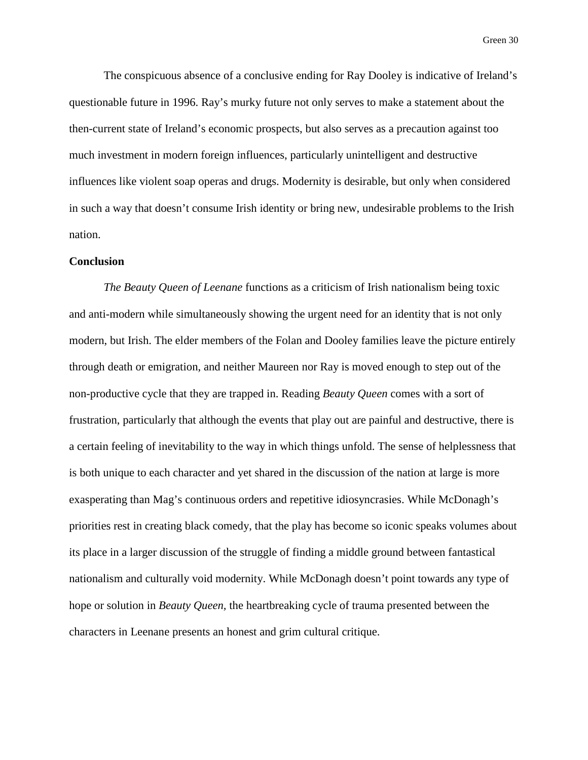The conspicuous absence of a conclusive ending for Ray Dooley is indicative of Ireland's questionable future in 1996. Ray's murky future not only serves to make a statement about the then-current state of Ireland's economic prospects, but also serves as a precaution against too much investment in modern foreign influences, particularly unintelligent and destructive influences like violent soap operas and drugs. Modernity is desirable, but only when considered in such a way that doesn't consume Irish identity or bring new, undesirable problems to the Irish nation.

**Conclusion**

*The Beauty Queen of Leenane* functions as a criticism of Irish nationalism being toxic and anti-modern while simultaneously showing the urgent need for an identity that is not only modern, but Irish. The elder members of the Folan and Dooley families leave the picture entirely through death or emigration, and neither Maureen nor Ray is moved enough to step out of the non-productive cycle that they are trapped in. Reading *Beauty Queen* comes with a sort of frustration, particularly that although the events that play out are painful and destructive, there is a certain feeling of inevitability to the way in which things unfold. The sense of helplessness that is both unique to each character and yet shared in the discussion of the nation at large is more exasperating than Mag's continuous orders and repetitive idiosyncrasies. While McDonagh's priorities rest in creating black comedy, that the play has become so iconic speaks volumes about its place in a larger discussion of the struggle of finding a middle ground between fantastical nationalism and culturally void modernity. While McDonagh doesn't point towards any type of hope or solution in *Beauty Queen,* the heartbreaking cycle of trauma presented between the characters in Leenane presents an honest and grim cultural critique.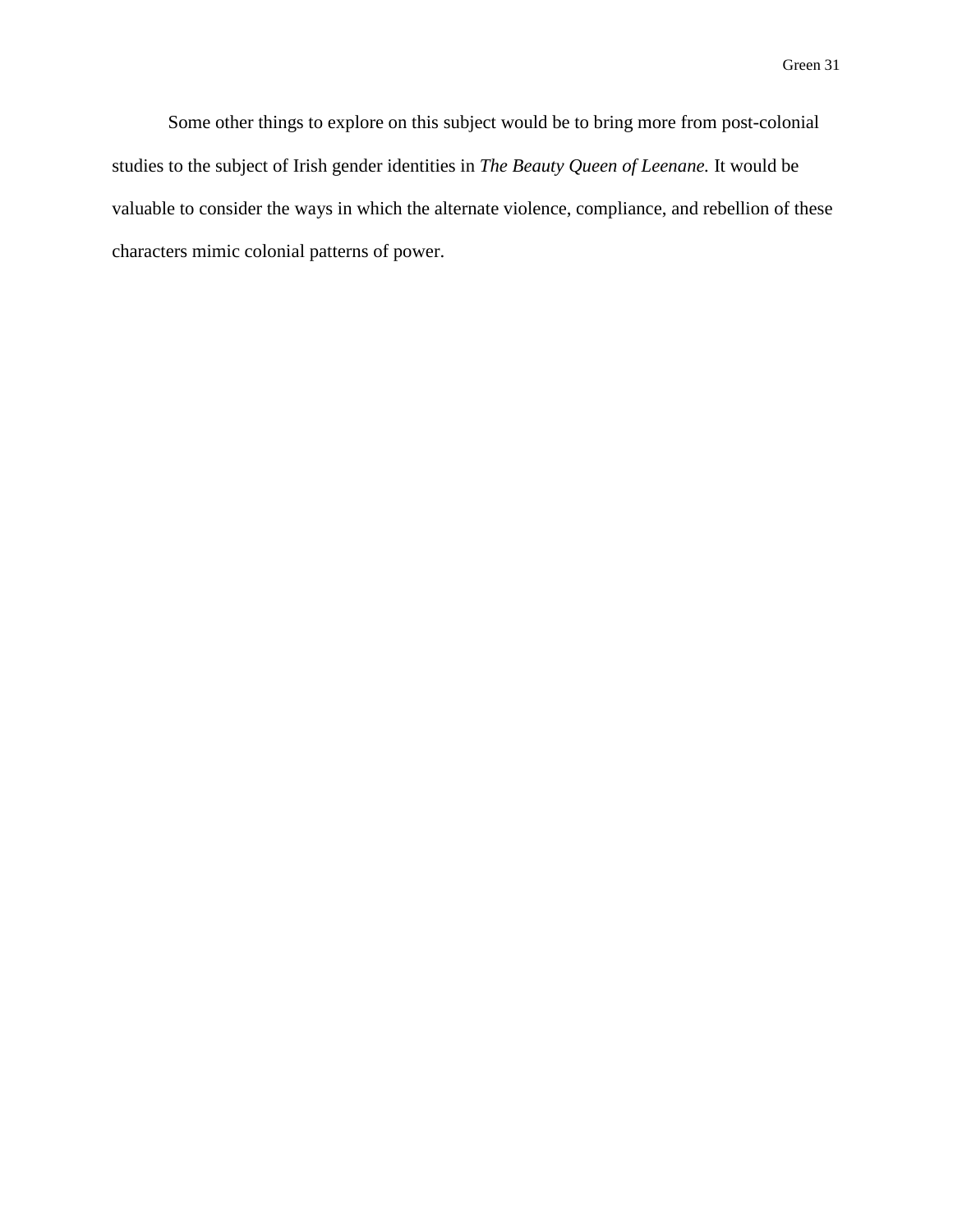Some other things to explore on this subject would be to bring more from post-colonial studies to the subject of Irish gender identities in *The Beauty Queen of Leenane.* It would be valuable to consider the ways in which the alternate violence, compliance, and rebellion of these characters mimic colonial patterns of power.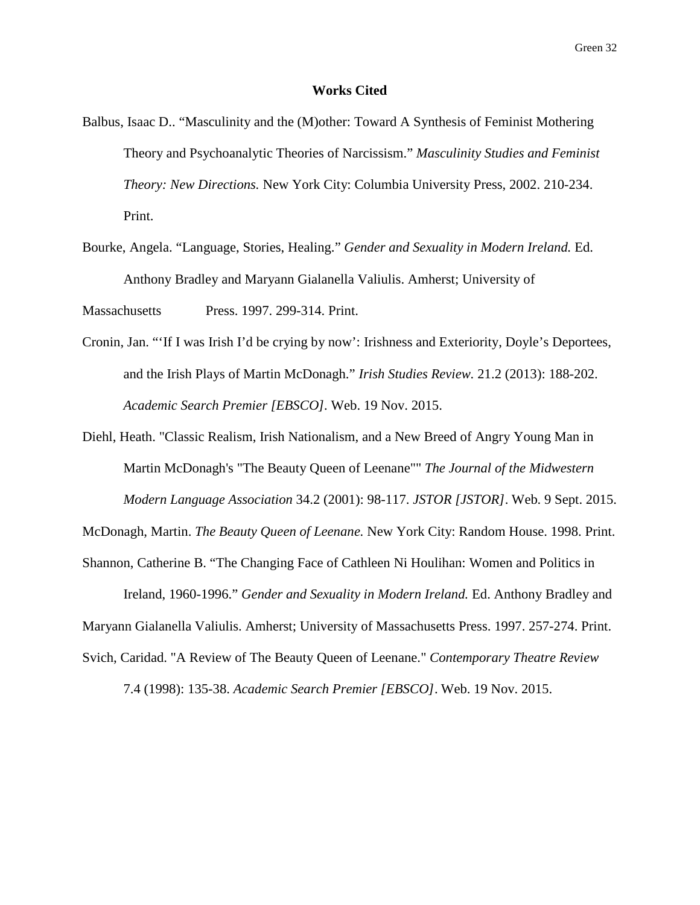# **Works Cited**

Balbus, Isaac D.. "Masculinity and the (M)other: Toward A Synthesis of Feminist Mothering Theory and Psychoanalytic Theories of Narcissism." *Masculinity Studies and Feminist Theory: New Directions.* New York City: Columbia University Press, 2002. 210-234. Print.

Bourke, Angela. "Language, Stories, Healing." *Gender and Sexuality in Modern Ireland.* Ed. Anthony Bradley and Maryann Gialanella Valiulis. Amherst; University of Massachusetts Press. 1997. 299-314. Print.

Cronin, Jan. "'If I was Irish I'd be crying by now': Irishness and Exteriority, Doyle's Deportees, and the Irish Plays of Martin McDonagh." *Irish Studies Review.* 21.2 (2013): 188-202. *Academic Search Premier [EBSCO]*. Web. 19 Nov. 2015.

Diehl, Heath. "Classic Realism, Irish Nationalism, and a New Breed of Angry Young Man in Martin McDonagh's "The Beauty Queen of Leenane"" *The Journal of the Midwestern Modern Language Association* 34.2 (2001): 98-117. *JSTOR [JSTOR]*. Web. 9 Sept. 2015.

McDonagh, Martin. *The Beauty Queen of Leenane.* New York City: Random House. 1998. Print.

Shannon, Catherine B. "The Changing Face of Cathleen Ni Houlihan: Women and Politics in Ireland, 1960-1996." *Gender and Sexuality in Modern Ireland.* Ed. Anthony Bradley and Maryann Gialanella Valiulis. Amherst; University of Massachusetts Press. 1997. 257-274. Print.

Svich, Caridad. "A Review of The Beauty Queen of Leenane." *Contemporary Theatre Review* 7.4 (1998): 135-38. *Academic Search Premier [EBSCO]*. Web. 19 Nov. 2015.